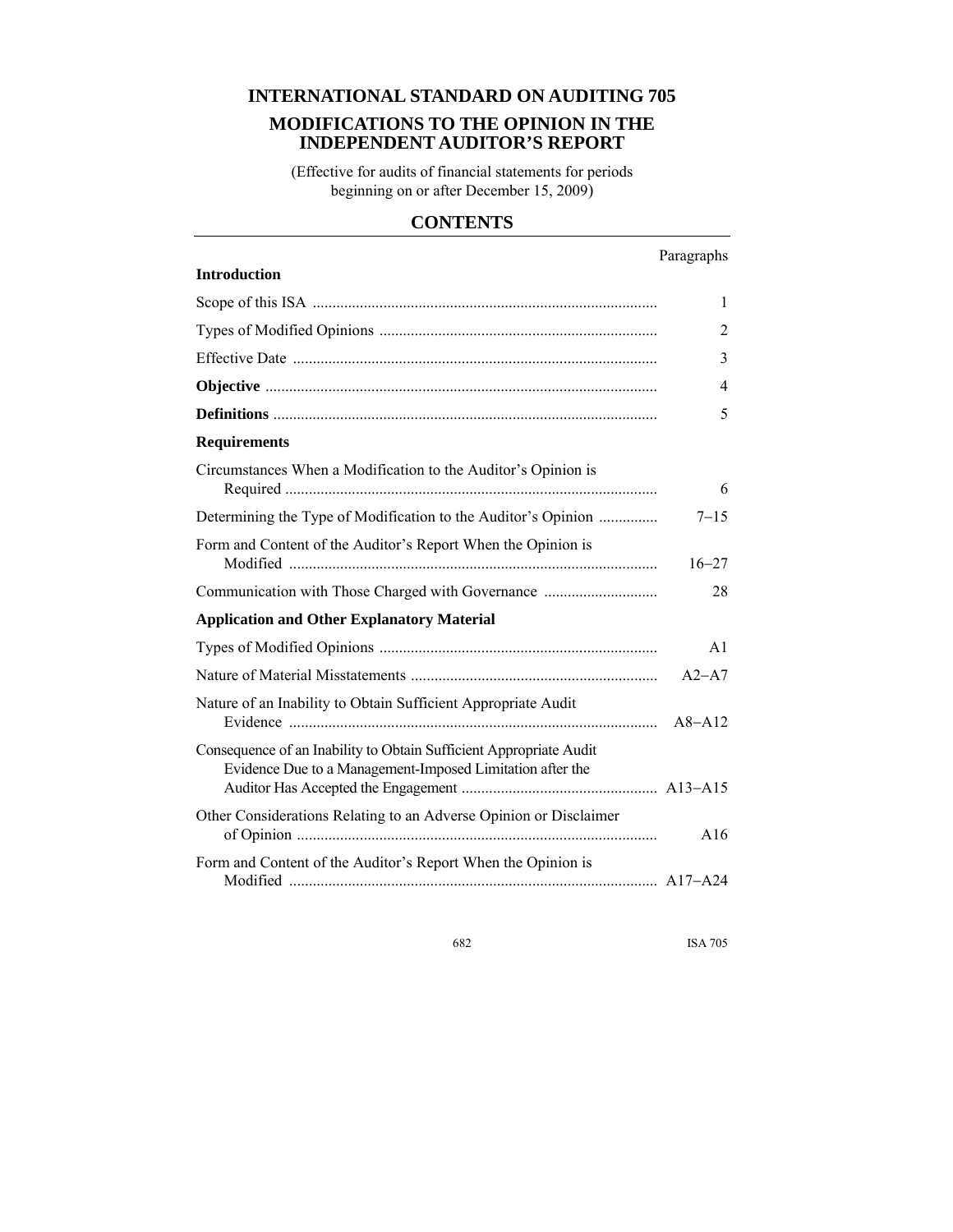# INTERNATIONAL STANDARD ON AUDITING 705

## MODIFICATIONS TO THE OPINION IN THE INDEPENDENT AUDITOR'S REPORT

(Effective for audits of financial statements for periods beginning on or after December 15, 2009)

## CONTENTS

| | Paragraphs |
|---|---|
| **Introduction** | |
| Scope of this ISA | 1 |
| Types of Modified Opinions | 2 |
| Effective Date | 3 |
| **Objective** | 4 |
| **Definitions** | 5 |
| **Requirements** | |
| Circumstances When a Modification to the Auditor's Opinion is Required | 6 |
| Determining the Type of Modification to the Auditor's Opinion | 7–15 |
| Form and Content of the Auditor's Report When the Opinion is Modified | 16–27 |
| Communication with Those Charged with Governance | 28 |
| **Application and Other Explanatory Material** | |
| Types of Modified Opinions | A1 |
| Nature of Material Misstatements | A2–A7 |
| Nature of an Inability to Obtain Sufficient Appropriate Audit Evidence | A8–A12 |
| Consequence of an Inability to Obtain Sufficient Appropriate Audit Evidence Due to a Management-Imposed Limitation after the Auditor Has Accepted the Engagement | A13–A15 |
| Other Considerations Relating to an Adverse Opinion or Disclaimer of Opinion | A16 |
| Form and Content of the Auditor's Report When the Opinion is Modified | A17–A24 |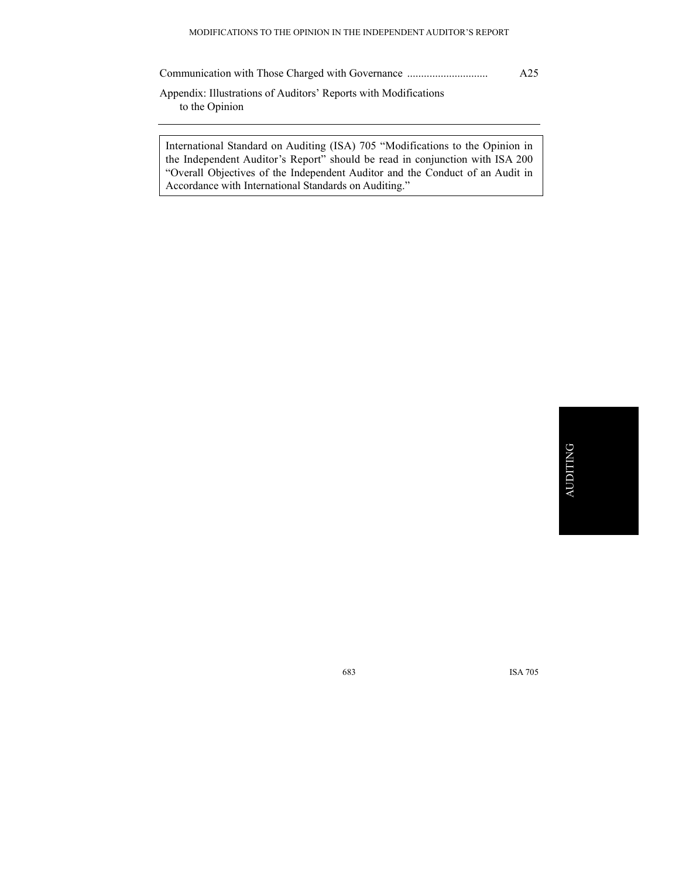Communication with Those Charged with Governance ............................ A25

Appendix: Illustrations of Auditors' Reports with Modifications to the Opinion

---

International Standard on Auditing (ISA) 705 "Modifications to the Opinion in the Independent Auditor's Report" should be read in conjunction with ISA 200 "Overall Objectives of the Independent Auditor and the Conduct of an Audit in Accordance with International Standards on Auditing."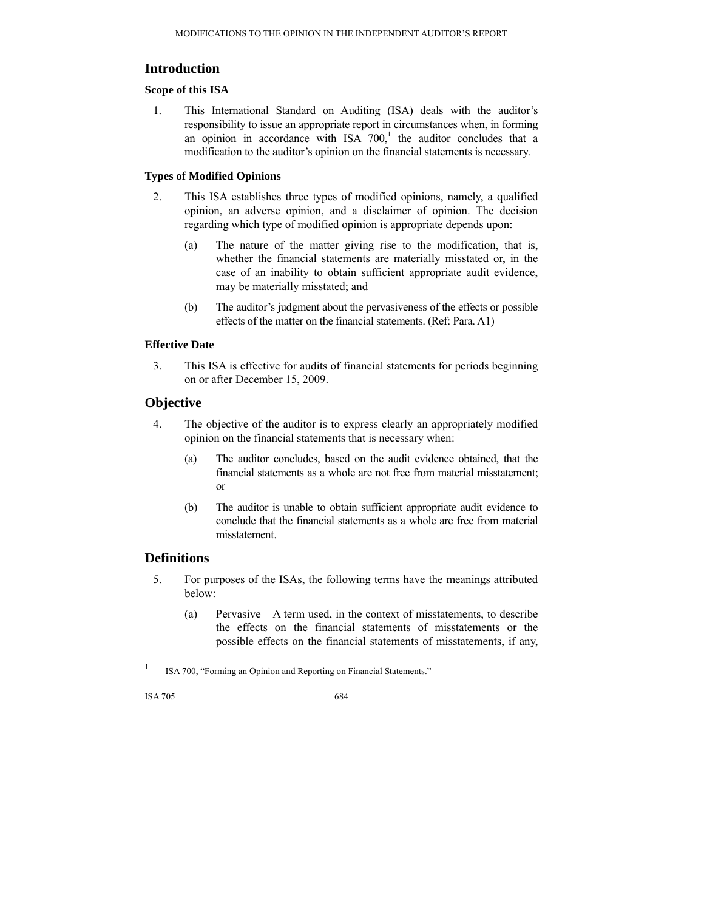## Introduction

### Scope of this ISA

1. This International Standard on Auditing (ISA) deals with the auditor's responsibility to issue an appropriate report in circumstances when, in forming an opinion in accordance with ISA 700,[1] the auditor concludes that a modification to the auditor's opinion on the financial statements is necessary.

### Types of Modified Opinions

2. This ISA establishes three types of modified opinions, namely, a qualified opinion, an adverse opinion, and a disclaimer of opinion. The decision regarding which type of modified opinion is appropriate depends upon:

   (a) The nature of the matter giving rise to the modification, that is, whether the financial statements are materially misstated or, in the case of an inability to obtain sufficient appropriate audit evidence, may be materially misstated; and

   (b) The auditor's judgment about the pervasiveness of the effects or possible effects of the matter on the financial statements. (Ref: Para. A1)

### Effective Date

3. This ISA is effective for audits of financial statements for periods beginning on or after December 15, 2009.

## Objective

4. The objective of the auditor is to express clearly an appropriately modified opinion on the financial statements that is necessary when:

   (a) The auditor concludes, based on the audit evidence obtained, that the financial statements as a whole are not free from material misstatement; or

   (b) The auditor is unable to obtain sufficient appropriate audit evidence to conclude that the financial statements as a whole are free from material misstatement.

## Definitions

5. For purposes of the ISAs, the following terms have the meanings attributed below:

   (a) Pervasive – A term used, in the context of misstatements, to describe the effects on the financial statements of misstatements or the possible effects on the financial statements of misstatements, if any,

---

[1] ISA 700, "Forming an Opinion and Reporting on Financial Statements."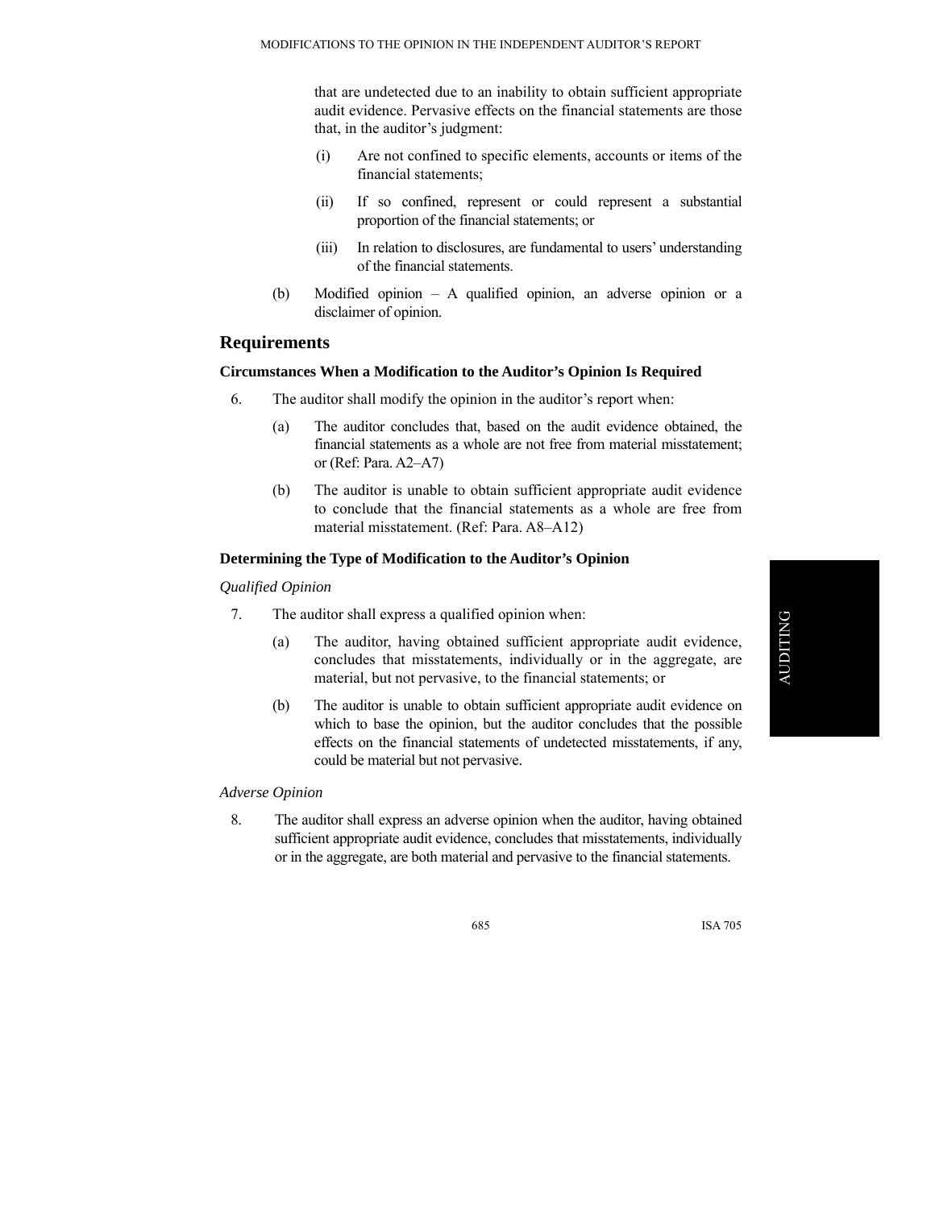that are undetected due to an inability to obtain sufficient appropriate audit evidence. Pervasive effects on the financial statements are those that, in the auditor's judgment:

(i) Are not confined to specific elements, accounts or items of the financial statements;

(ii) If so confined, represent or could represent a substantial proportion of the financial statements; or

(iii) In relation to disclosures, are fundamental to users' understanding of the financial statements.

(b) Modified opinion – A qualified opinion, an adverse opinion or a disclaimer of opinion.

## Requirements

### Circumstances When a Modification to the Auditor's Opinion Is Required

6. The auditor shall modify the opinion in the auditor's report when:

   (a) The auditor concludes that, based on the audit evidence obtained, the financial statements as a whole are not free from material misstatement; or (Ref: Para. A2–A7)

   (b) The auditor is unable to obtain sufficient appropriate audit evidence to conclude that the financial statements as a whole are free from material misstatement. (Ref: Para. A8–A12)

### Determining the Type of Modification to the Auditor's Opinion

*Qualified Opinion*

7. The auditor shall express a qualified opinion when:

   (a) The auditor, having obtained sufficient appropriate audit evidence, concludes that misstatements, individually or in the aggregate, are material, but not pervasive, to the financial statements; or

   (b) The auditor is unable to obtain sufficient appropriate audit evidence on which to base the opinion, but the auditor concludes that the possible effects on the financial statements of undetected misstatements, if any, could be material but not pervasive.

*Adverse Opinion*

8. The auditor shall express an adverse opinion when the auditor, having obtained sufficient appropriate audit evidence, concludes that misstatements, individually or in the aggregate, are both material and pervasive to the financial statements.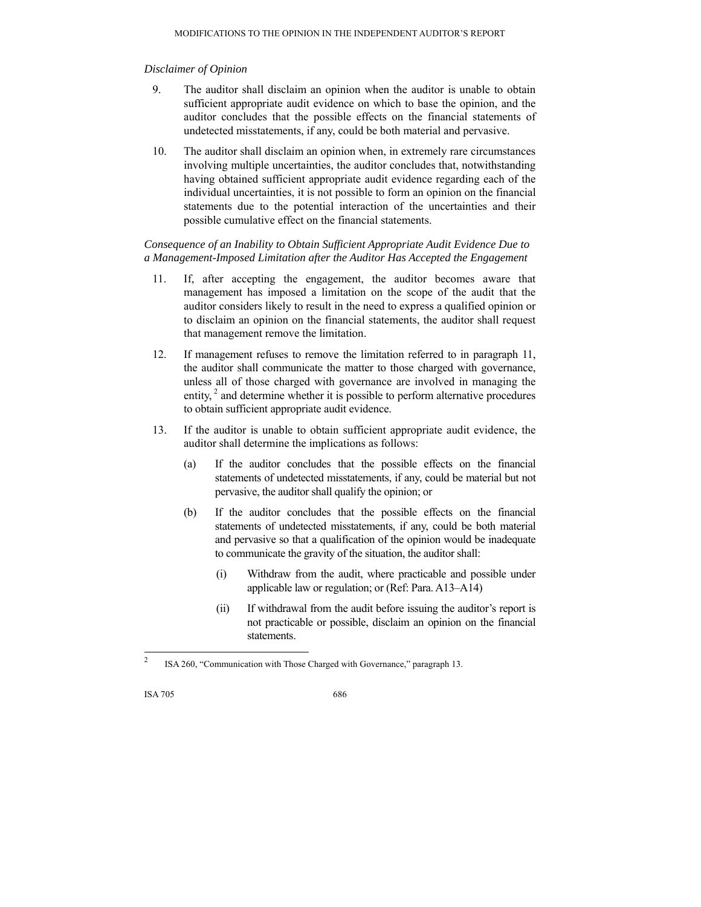*Disclaimer of Opinion*

9. The auditor shall disclaim an opinion when the auditor is unable to obtain sufficient appropriate audit evidence on which to base the opinion, and the auditor concludes that the possible effects on the financial statements of undetected misstatements, if any, could be both material and pervasive.

10. The auditor shall disclaim an opinion when, in extremely rare circumstances involving multiple uncertainties, the auditor concludes that, notwithstanding having obtained sufficient appropriate audit evidence regarding each of the individual uncertainties, it is not possible to form an opinion on the financial statements due to the potential interaction of the uncertainties and their possible cumulative effect on the financial statements.

*Consequence of an Inability to Obtain Sufficient Appropriate Audit Evidence Due to a Management-Imposed Limitation after the Auditor Has Accepted the Engagement*

11. If, after accepting the engagement, the auditor becomes aware that management has imposed a limitation on the scope of the audit that the auditor considers likely to result in the need to express a qualified opinion or to disclaim an opinion on the financial statements, the auditor shall request that management remove the limitation.

12. If management refuses to remove the limitation referred to in paragraph 11, the auditor shall communicate the matter to those charged with governance, unless all of those charged with governance are involved in managing the entity,[2] and determine whether it is possible to perform alternative procedures to obtain sufficient appropriate audit evidence.

13. If the auditor is unable to obtain sufficient appropriate audit evidence, the auditor shall determine the implications as follows:

    (a) If the auditor concludes that the possible effects on the financial statements of undetected misstatements, if any, could be material but not pervasive, the auditor shall qualify the opinion; or

    (b) If the auditor concludes that the possible effects on the financial statements of undetected misstatements, if any, could be both material and pervasive so that a qualification of the opinion would be inadequate to communicate the gravity of the situation, the auditor shall:

        (i) Withdraw from the audit, where practicable and possible under applicable law or regulation; or (Ref: Para. A13–A14)

        (ii) If withdrawal from the audit before issuing the auditor's report is not practicable or possible, disclaim an opinion on the financial statements.

---

[2] ISA 260, "Communication with Those Charged with Governance," paragraph 13.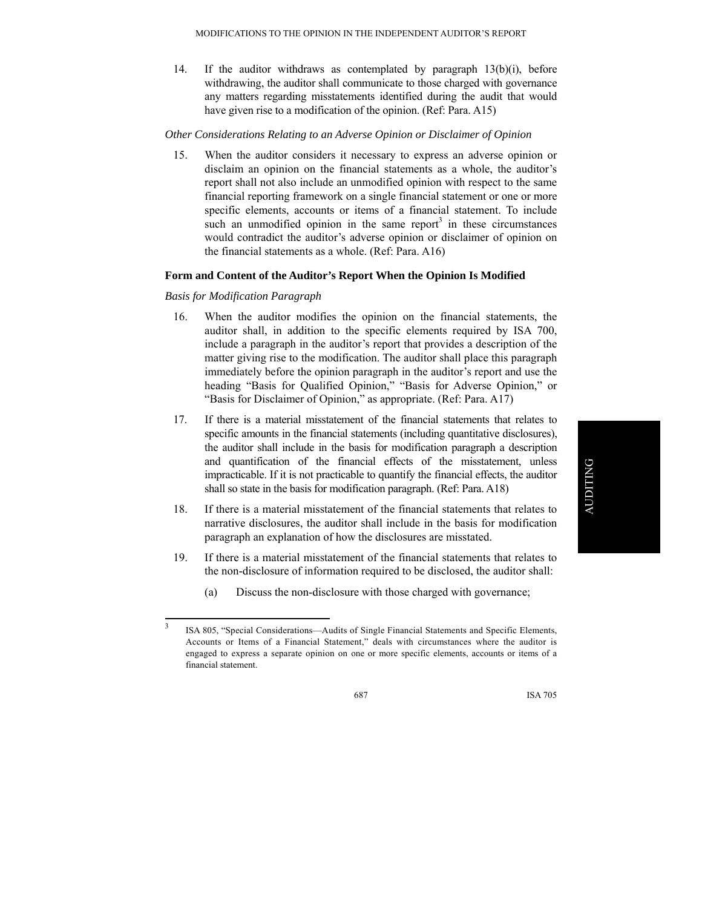14. If the auditor withdraws as contemplated by paragraph 13(b)(i), before withdrawing, the auditor shall communicate to those charged with governance any matters regarding misstatements identified during the audit that would have given rise to a modification of the opinion. (Ref: Para. A15)

*Other Considerations Relating to an Adverse Opinion or Disclaimer of Opinion*

15. When the auditor considers it necessary to express an adverse opinion or disclaim an opinion on the financial statements as a whole, the auditor's report shall not also include an unmodified opinion with respect to the same financial reporting framework on a single financial statement or one or more specific elements, accounts or items of a financial statement. To include such an unmodified opinion in the same report[3] in these circumstances would contradict the auditor's adverse opinion or disclaimer of opinion on the financial statements as a whole. (Ref: Para. A16)

**Form and Content of the Auditor's Report When the Opinion Is Modified**

*Basis for Modification Paragraph*

16. When the auditor modifies the opinion on the financial statements, the auditor shall, in addition to the specific elements required by ISA 700, include a paragraph in the auditor's report that provides a description of the matter giving rise to the modification. The auditor shall place this paragraph immediately before the opinion paragraph in the auditor's report and use the heading "Basis for Qualified Opinion," "Basis for Adverse Opinion," or "Basis for Disclaimer of Opinion," as appropriate. (Ref: Para. A17)

17. If there is a material misstatement of the financial statements that relates to specific amounts in the financial statements (including quantitative disclosures), the auditor shall include in the basis for modification paragraph a description and quantification of the financial effects of the misstatement, unless impracticable. If it is not practicable to quantify the financial effects, the auditor shall so state in the basis for modification paragraph. (Ref: Para. A18)

18. If there is a material misstatement of the financial statements that relates to narrative disclosures, the auditor shall include in the basis for modification paragraph an explanation of how the disclosures are misstated.

19. If there is a material misstatement of the financial statements that relates to the non-disclosure of information required to be disclosed, the auditor shall:

    (a) Discuss the non-disclosure with those charged with governance;

---

[3] ISA 805, "Special Considerations—Audits of Single Financial Statements and Specific Elements, Accounts or Items of a Financial Statement," deals with circumstances where the auditor is engaged to express a separate opinion on one or more specific elements, accounts or items of a financial statement.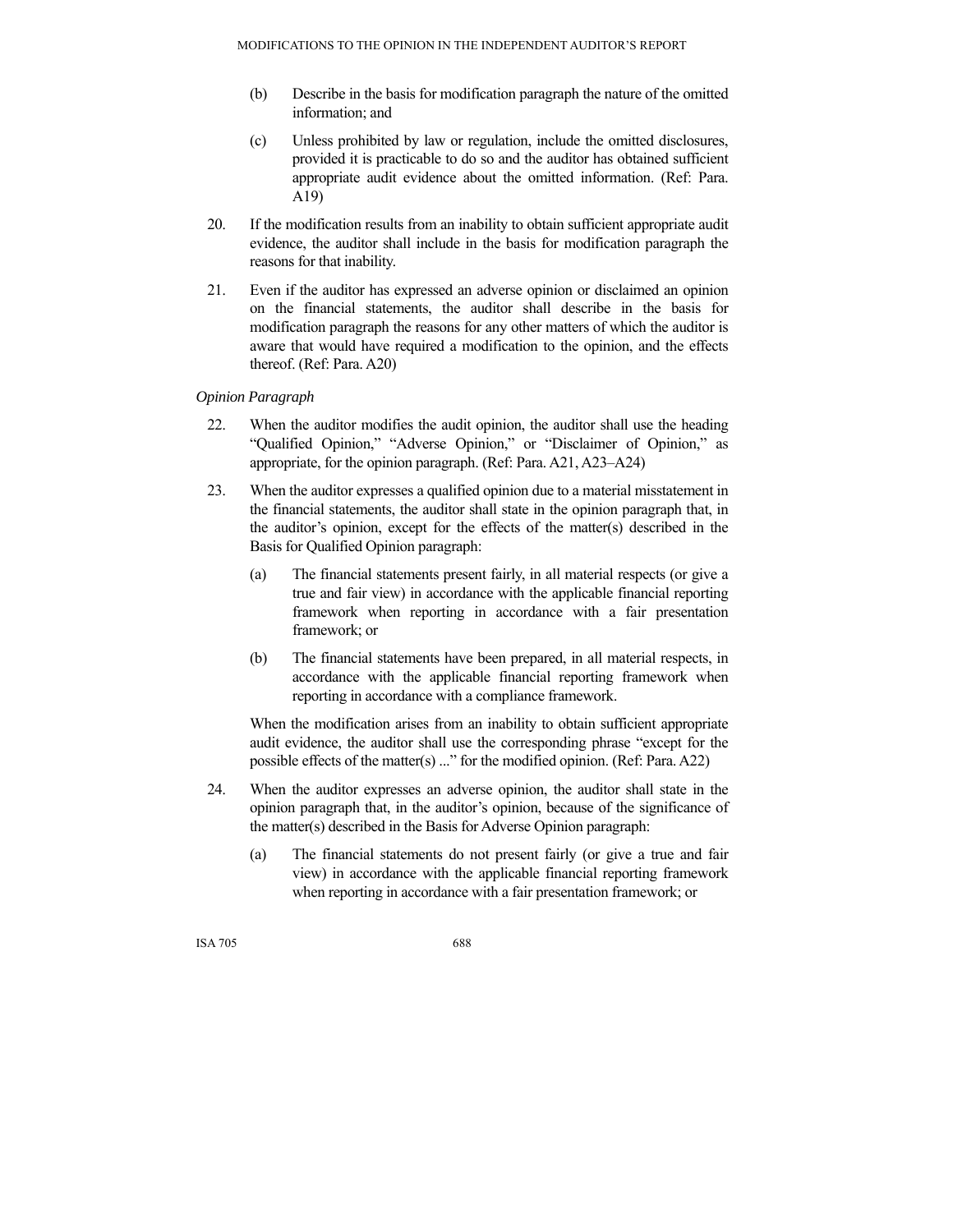(b) Describe in the basis for modification paragraph the nature of the omitted information; and

(c) Unless prohibited by law or regulation, include the omitted disclosures, provided it is practicable to do so and the auditor has obtained sufficient appropriate audit evidence about the omitted information. (Ref: Para. A19)

20. If the modification results from an inability to obtain sufficient appropriate audit evidence, the auditor shall include in the basis for modification paragraph the reasons for that inability.

21. Even if the auditor has expressed an adverse opinion or disclaimed an opinion on the financial statements, the auditor shall describe in the basis for modification paragraph the reasons for any other matters of which the auditor is aware that would have required a modification to the opinion, and the effects thereof. (Ref: Para. A20)

*Opinion Paragraph*

22. When the auditor modifies the audit opinion, the auditor shall use the heading "Qualified Opinion," "Adverse Opinion," or "Disclaimer of Opinion," as appropriate, for the opinion paragraph. (Ref: Para. A21, A23–A24)

23. When the auditor expresses a qualified opinion due to a material misstatement in the financial statements, the auditor shall state in the opinion paragraph that, in the auditor's opinion, except for the effects of the matter(s) described in the Basis for Qualified Opinion paragraph:

    (a) The financial statements present fairly, in all material respects (or give a true and fair view) in accordance with the applicable financial reporting framework when reporting in accordance with a fair presentation framework; or

    (b) The financial statements have been prepared, in all material respects, in accordance with the applicable financial reporting framework when reporting in accordance with a compliance framework.

    When the modification arises from an inability to obtain sufficient appropriate audit evidence, the auditor shall use the corresponding phrase "except for the possible effects of the matter(s) ..." for the modified opinion. (Ref: Para. A22)

24. When the auditor expresses an adverse opinion, the auditor shall state in the opinion paragraph that, in the auditor's opinion, because of the significance of the matter(s) described in the Basis for Adverse Opinion paragraph:

    (a) The financial statements do not present fairly (or give a true and fair view) in accordance with the applicable financial reporting framework when reporting in accordance with a fair presentation framework; or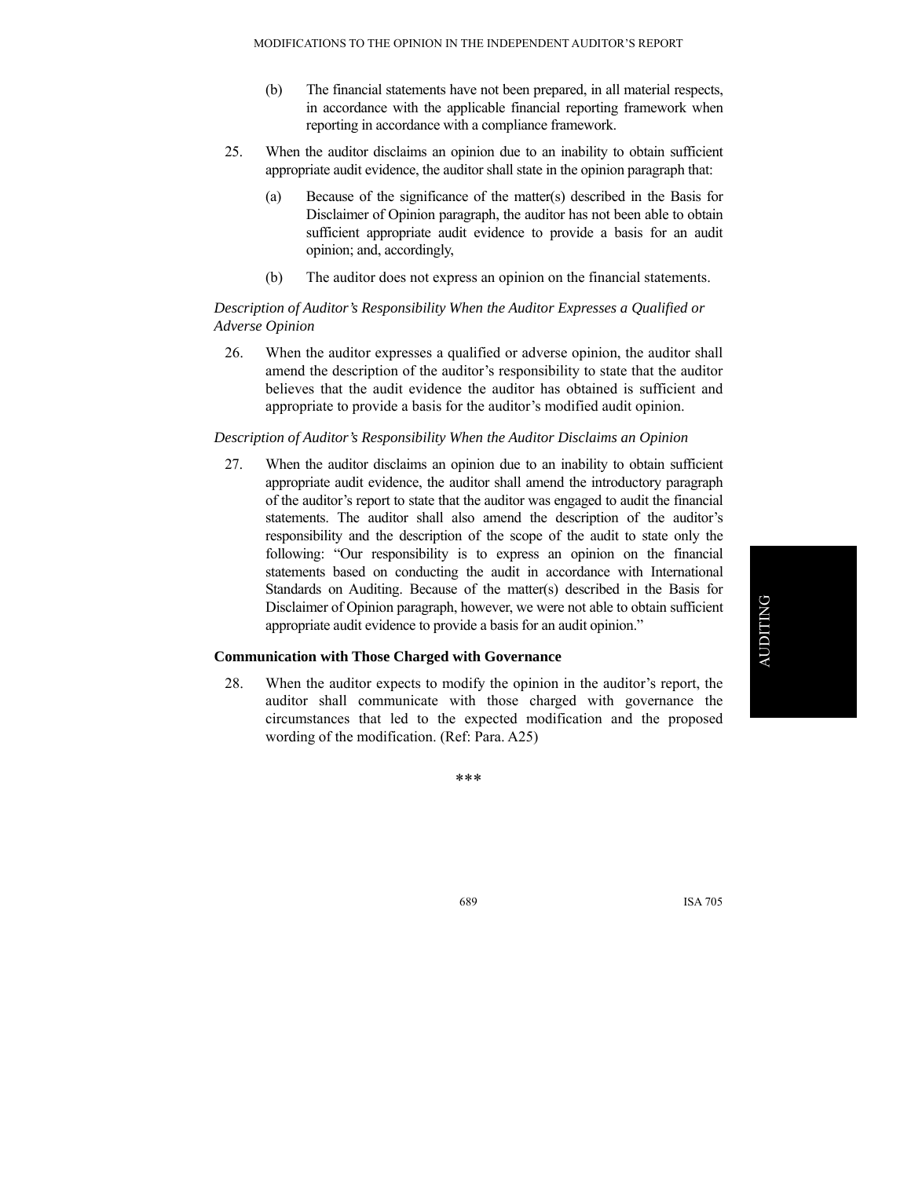(b) The financial statements have not been prepared, in all material respects, in accordance with the applicable financial reporting framework when reporting in accordance with a compliance framework.

25. When the auditor disclaims an opinion due to an inability to obtain sufficient appropriate audit evidence, the auditor shall state in the opinion paragraph that:

    (a) Because of the significance of the matter(s) described in the Basis for Disclaimer of Opinion paragraph, the auditor has not been able to obtain sufficient appropriate audit evidence to provide a basis for an audit opinion; and, accordingly,

    (b) The auditor does not express an opinion on the financial statements.

*Description of Auditor's Responsibility When the Auditor Expresses a Qualified or Adverse Opinion*

26. When the auditor expresses a qualified or adverse opinion, the auditor shall amend the description of the auditor's responsibility to state that the auditor believes that the audit evidence the auditor has obtained is sufficient and appropriate to provide a basis for the auditor's modified audit opinion.

*Description of Auditor's Responsibility When the Auditor Disclaims an Opinion*

27. When the auditor disclaims an opinion due to an inability to obtain sufficient appropriate audit evidence, the auditor shall amend the introductory paragraph of the auditor's report to state that the auditor was engaged to audit the financial statements. The auditor shall also amend the description of the auditor's responsibility and the description of the scope of the audit to state only the following: "Our responsibility is to express an opinion on the financial statements based on conducting the audit in accordance with International Standards on Auditing. Because of the matter(s) described in the Basis for Disclaimer of Opinion paragraph, however, we were not able to obtain sufficient appropriate audit evidence to provide a basis for an audit opinion."

**Communication with Those Charged with Governance**

28. When the auditor expects to modify the opinion in the auditor's report, the auditor shall communicate with those charged with governance the circumstances that led to the expected modification and the proposed wording of the modification. (Ref: Para. A25)

\*\*\*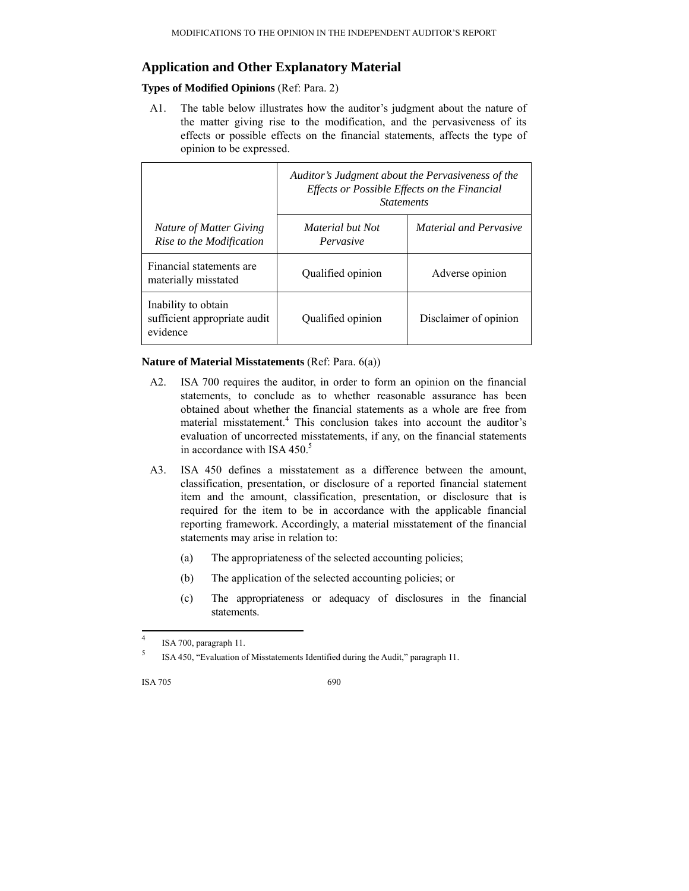## Application and Other Explanatory Material

**Types of Modified Opinions** (Ref: Para. 2)

A1. The table below illustrates how the auditor's judgment about the nature of the matter giving rise to the modification, and the pervasiveness of its effects or possible effects on the financial statements, affects the type of opinion to be expressed.

| | *Auditor's Judgment about the Pervasiveness of the Effects or Possible Effects on the Financial Statements* | |
|---|---|---|
| *Nature of Matter Giving Rise to the Modification* | *Material but Not Pervasive* | *Material and Pervasive* |
| Financial statements are materially misstated | Qualified opinion | Adverse opinion |
| Inability to obtain sufficient appropriate audit evidence | Qualified opinion | Disclaimer of opinion |

**Nature of Material Misstatements** (Ref: Para. 6(a))

A2. ISA 700 requires the auditor, in order to form an opinion on the financial statements, to conclude as to whether reasonable assurance has been obtained about whether the financial statements as a whole are free from material misstatement.[4] This conclusion takes into account the auditor's evaluation of uncorrected misstatements, if any, on the financial statements in accordance with ISA 450.[5]

A3. ISA 450 defines a misstatement as a difference between the amount, classification, presentation, or disclosure of a reported financial statement item and the amount, classification, presentation, or disclosure that is required for the item to be in accordance with the applicable financial reporting framework. Accordingly, a material misstatement of the financial statements may arise in relation to:

(a) The appropriateness of the selected accounting policies;

(b) The application of the selected accounting policies; or

(c) The appropriateness or adequacy of disclosures in the financial statements.

---

[4] ISA 700, paragraph 11.

[5] ISA 450, "Evaluation of Misstatements Identified during the Audit," paragraph 11.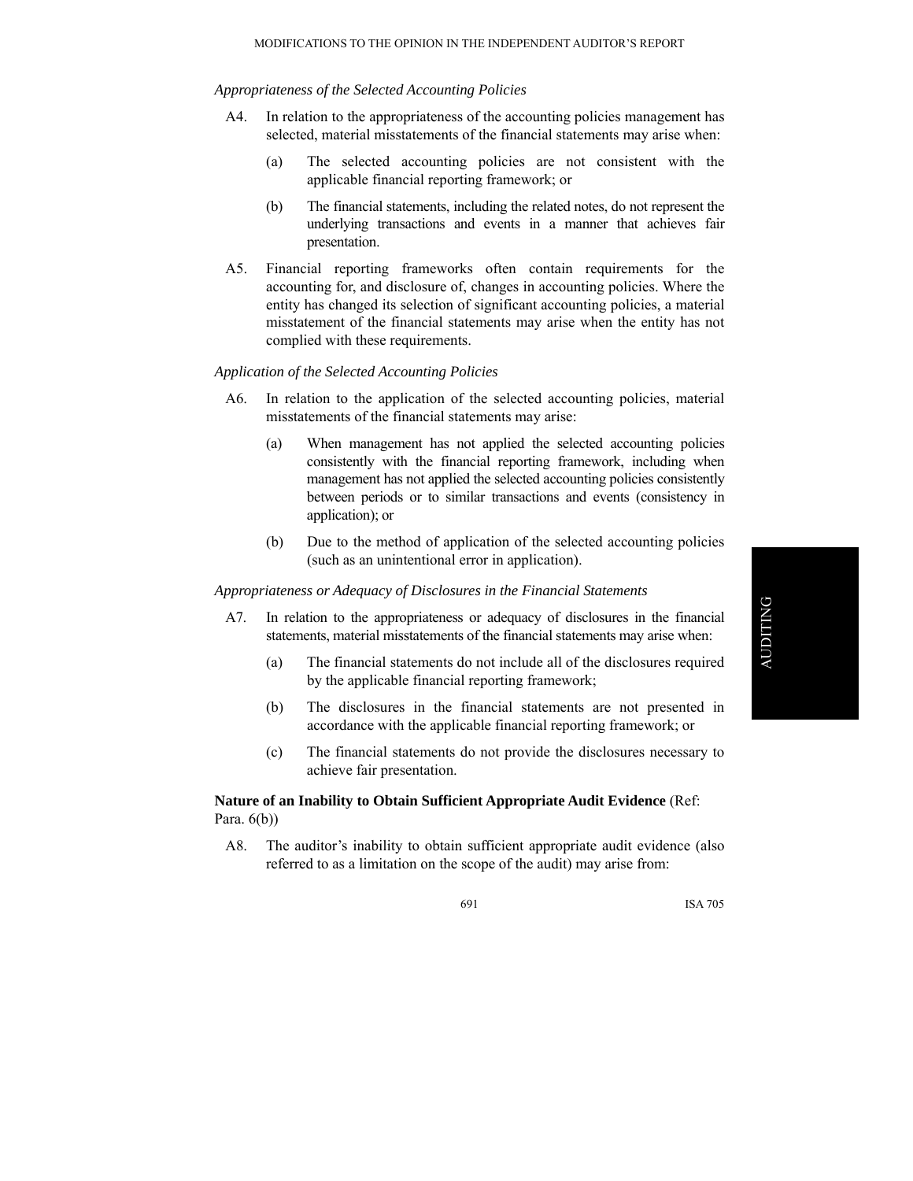*Appropriateness of the Selected Accounting Policies*

A4. In relation to the appropriateness of the accounting policies management has selected, material misstatements of the financial statements may arise when:

(a) The selected accounting policies are not consistent with the applicable financial reporting framework; or

(b) The financial statements, including the related notes, do not represent the underlying transactions and events in a manner that achieves fair presentation.

A5. Financial reporting frameworks often contain requirements for the accounting for, and disclosure of, changes in accounting policies. Where the entity has changed its selection of significant accounting policies, a material misstatement of the financial statements may arise when the entity has not complied with these requirements.

*Application of the Selected Accounting Policies*

A6. In relation to the application of the selected accounting policies, material misstatements of the financial statements may arise:

(a) When management has not applied the selected accounting policies consistently with the financial reporting framework, including when management has not applied the selected accounting policies consistently between periods or to similar transactions and events (consistency in application); or

(b) Due to the method of application of the selected accounting policies (such as an unintentional error in application).

*Appropriateness or Adequacy of Disclosures in the Financial Statements*

A7. In relation to the appropriateness or adequacy of disclosures in the financial statements, material misstatements of the financial statements may arise when:

(a) The financial statements do not include all of the disclosures required by the applicable financial reporting framework;

(b) The disclosures in the financial statements are not presented in accordance with the applicable financial reporting framework; or

(c) The financial statements do not provide the disclosures necessary to achieve fair presentation.

**Nature of an Inability to Obtain Sufficient Appropriate Audit Evidence** (Ref: Para. 6(b))

A8. The auditor's inability to obtain sufficient appropriate audit evidence (also referred to as a limitation on the scope of the audit) may arise from: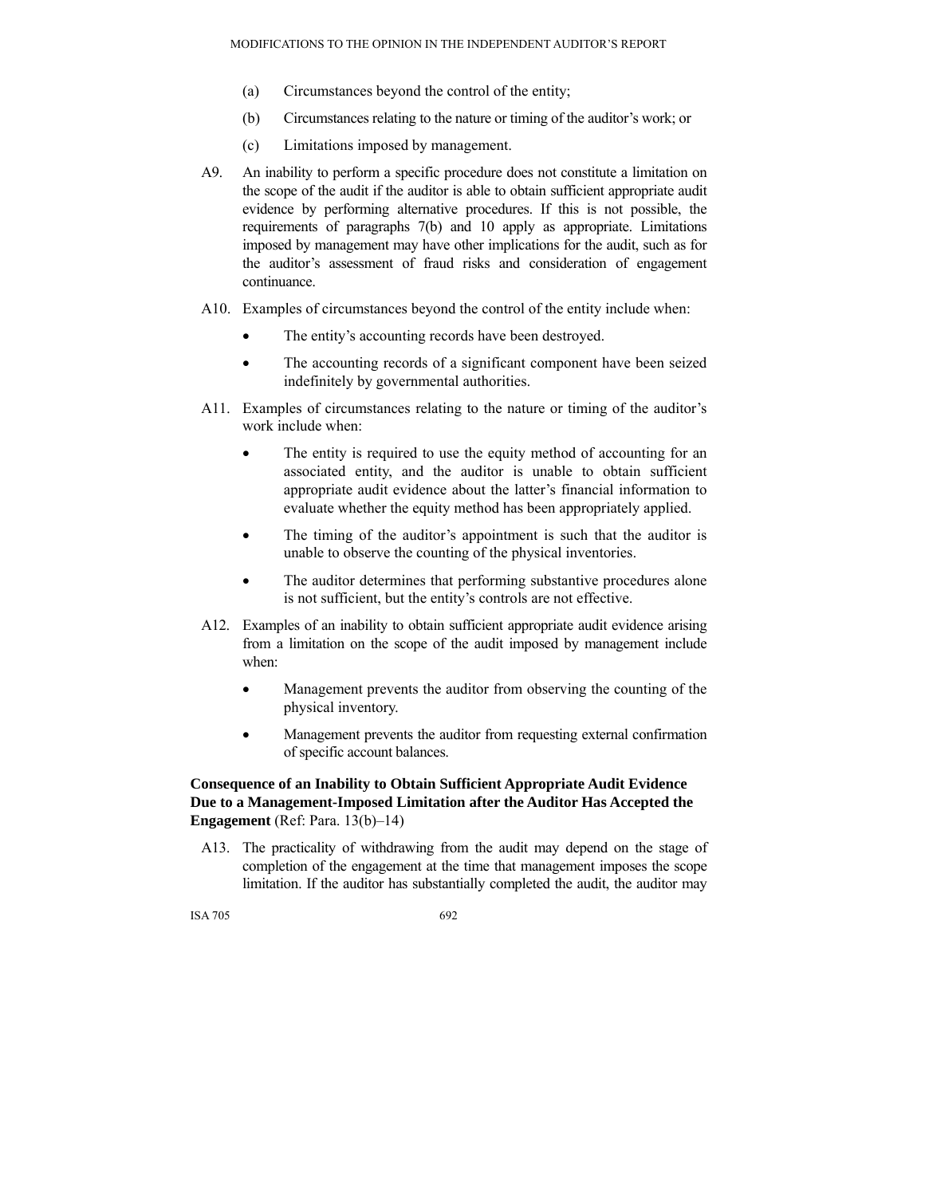(a) Circumstances beyond the control of the entity;

(b) Circumstances relating to the nature or timing of the auditor's work; or

(c) Limitations imposed by management.

A9. An inability to perform a specific procedure does not constitute a limitation on the scope of the audit if the auditor is able to obtain sufficient appropriate audit evidence by performing alternative procedures. If this is not possible, the requirements of paragraphs 7(b) and 10 apply as appropriate. Limitations imposed by management may have other implications for the audit, such as for the auditor's assessment of fraud risks and consideration of engagement continuance.

A10. Examples of circumstances beyond the control of the entity include when:

- The entity's accounting records have been destroyed.
- The accounting records of a significant component have been seized indefinitely by governmental authorities.

A11. Examples of circumstances relating to the nature or timing of the auditor's work include when:

- The entity is required to use the equity method of accounting for an associated entity, and the auditor is unable to obtain sufficient appropriate audit evidence about the latter's financial information to evaluate whether the equity method has been appropriately applied.
- The timing of the auditor's appointment is such that the auditor is unable to observe the counting of the physical inventories.
- The auditor determines that performing substantive procedures alone is not sufficient, but the entity's controls are not effective.

A12. Examples of an inability to obtain sufficient appropriate audit evidence arising from a limitation on the scope of the audit imposed by management include when:

- Management prevents the auditor from observing the counting of the physical inventory.
- Management prevents the auditor from requesting external confirmation of specific account balances.

**Consequence of an Inability to Obtain Sufficient Appropriate Audit Evidence Due to a Management-Imposed Limitation after the Auditor Has Accepted the Engagement** (Ref: Para. 13(b)–14)

A13. The practicality of withdrawing from the audit may depend on the stage of completion of the engagement at the time that management imposes the scope limitation. If the auditor has substantially completed the audit, the auditor may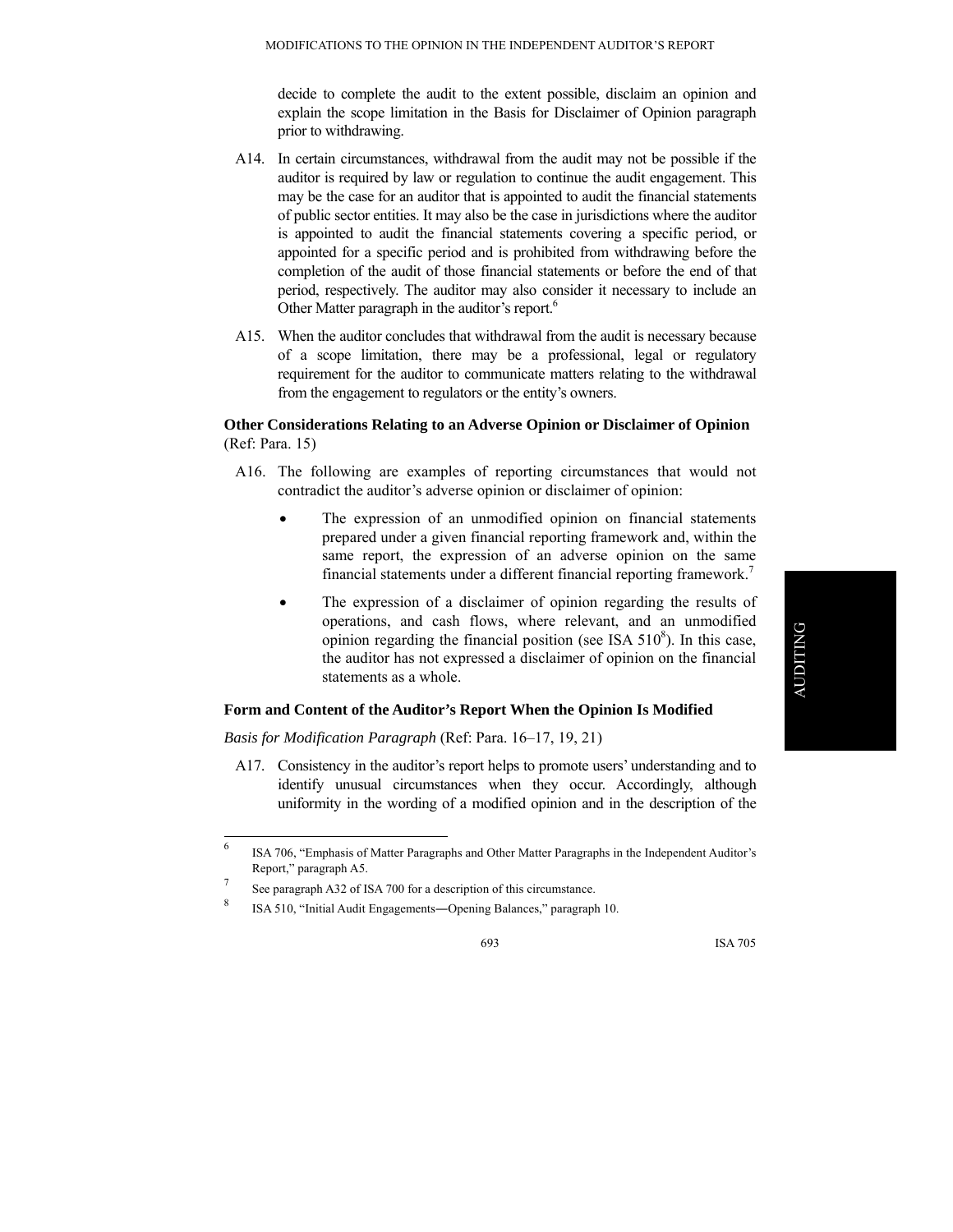decide to complete the audit to the extent possible, disclaim an opinion and explain the scope limitation in the Basis for Disclaimer of Opinion paragraph prior to withdrawing.

A14. In certain circumstances, withdrawal from the audit may not be possible if the auditor is required by law or regulation to continue the audit engagement. This may be the case for an auditor that is appointed to audit the financial statements of public sector entities. It may also be the case in jurisdictions where the auditor is appointed to audit the financial statements covering a specific period, or appointed for a specific period and is prohibited from withdrawing before the completion of the audit of those financial statements or before the end of that period, respectively. The auditor may also consider it necessary to include an Other Matter paragraph in the auditor's report.[6]

A15. When the auditor concludes that withdrawal from the audit is necessary because of a scope limitation, there may be a professional, legal or regulatory requirement for the auditor to communicate matters relating to the withdrawal from the engagement to regulators or the entity's owners.

**Other Considerations Relating to an Adverse Opinion or Disclaimer of Opinion** (Ref: Para. 15)

A16. The following are examples of reporting circumstances that would not contradict the auditor's adverse opinion or disclaimer of opinion:

- The expression of an unmodified opinion on financial statements prepared under a given financial reporting framework and, within the same report, the expression of an adverse opinion on the same financial statements under a different financial reporting framework.[7]
- The expression of a disclaimer of opinion regarding the results of operations, and cash flows, where relevant, and an unmodified opinion regarding the financial position (see ISA 510[8]). In this case, the auditor has not expressed a disclaimer of opinion on the financial statements as a whole.

**Form and Content of the Auditor's Report When the Opinion Is Modified**

*Basis for Modification Paragraph* (Ref: Para. 16–17, 19, 21)

A17. Consistency in the auditor's report helps to promote users' understanding and to identify unusual circumstances when they occur. Accordingly, although uniformity in the wording of a modified opinion and in the description of the

---

[6] ISA 706, "Emphasis of Matter Paragraphs and Other Matter Paragraphs in the Independent Auditor's Report," paragraph A5.

[7] See paragraph A32 of ISA 700 for a description of this circumstance.

[8] ISA 510, "Initial Audit Engagements―Opening Balances," paragraph 10.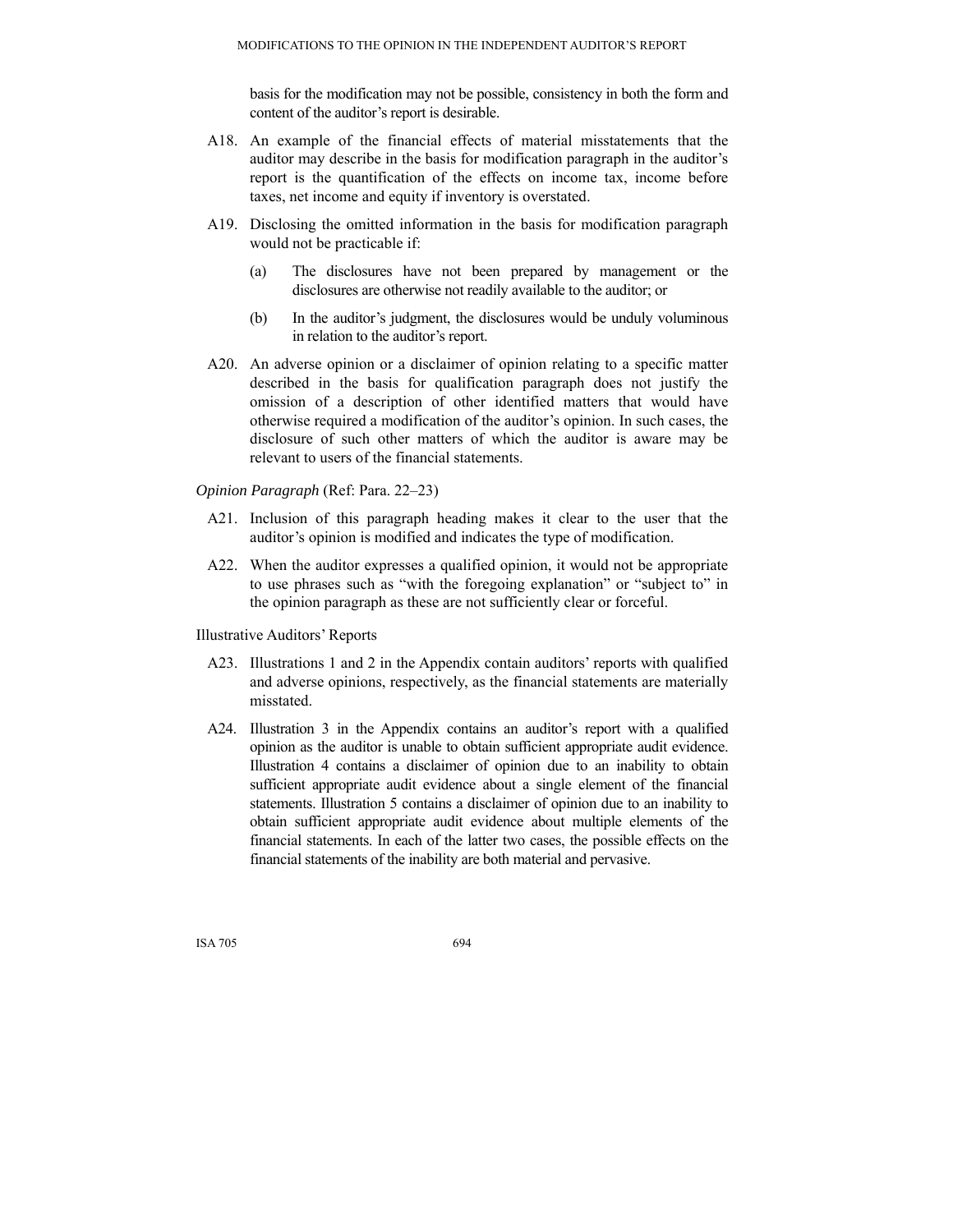basis for the modification may not be possible, consistency in both the form and content of the auditor's report is desirable.

A18. An example of the financial effects of material misstatements that the auditor may describe in the basis for modification paragraph in the auditor's report is the quantification of the effects on income tax, income before taxes, net income and equity if inventory is overstated.

A19. Disclosing the omitted information in the basis for modification paragraph would not be practicable if:

(a) The disclosures have not been prepared by management or the disclosures are otherwise not readily available to the auditor; or

(b) In the auditor's judgment, the disclosures would be unduly voluminous in relation to the auditor's report.

A20. An adverse opinion or a disclaimer of opinion relating to a specific matter described in the basis for qualification paragraph does not justify the omission of a description of other identified matters that would have otherwise required a modification of the auditor's opinion. In such cases, the disclosure of such other matters of which the auditor is aware may be relevant to users of the financial statements.

*Opinion Paragraph* (Ref: Para. 22–23)

A21. Inclusion of this paragraph heading makes it clear to the user that the auditor's opinion is modified and indicates the type of modification.

A22. When the auditor expresses a qualified opinion, it would not be appropriate to use phrases such as "with the foregoing explanation" or "subject to" in the opinion paragraph as these are not sufficiently clear or forceful.

Illustrative Auditors' Reports

A23. Illustrations 1 and 2 in the Appendix contain auditors' reports with qualified and adverse opinions, respectively, as the financial statements are materially misstated.

A24. Illustration 3 in the Appendix contains an auditor's report with a qualified opinion as the auditor is unable to obtain sufficient appropriate audit evidence. Illustration 4 contains a disclaimer of opinion due to an inability to obtain sufficient appropriate audit evidence about a single element of the financial statements. Illustration 5 contains a disclaimer of opinion due to an inability to obtain sufficient appropriate audit evidence about multiple elements of the financial statements. In each of the latter two cases, the possible effects on the financial statements of the inability are both material and pervasive.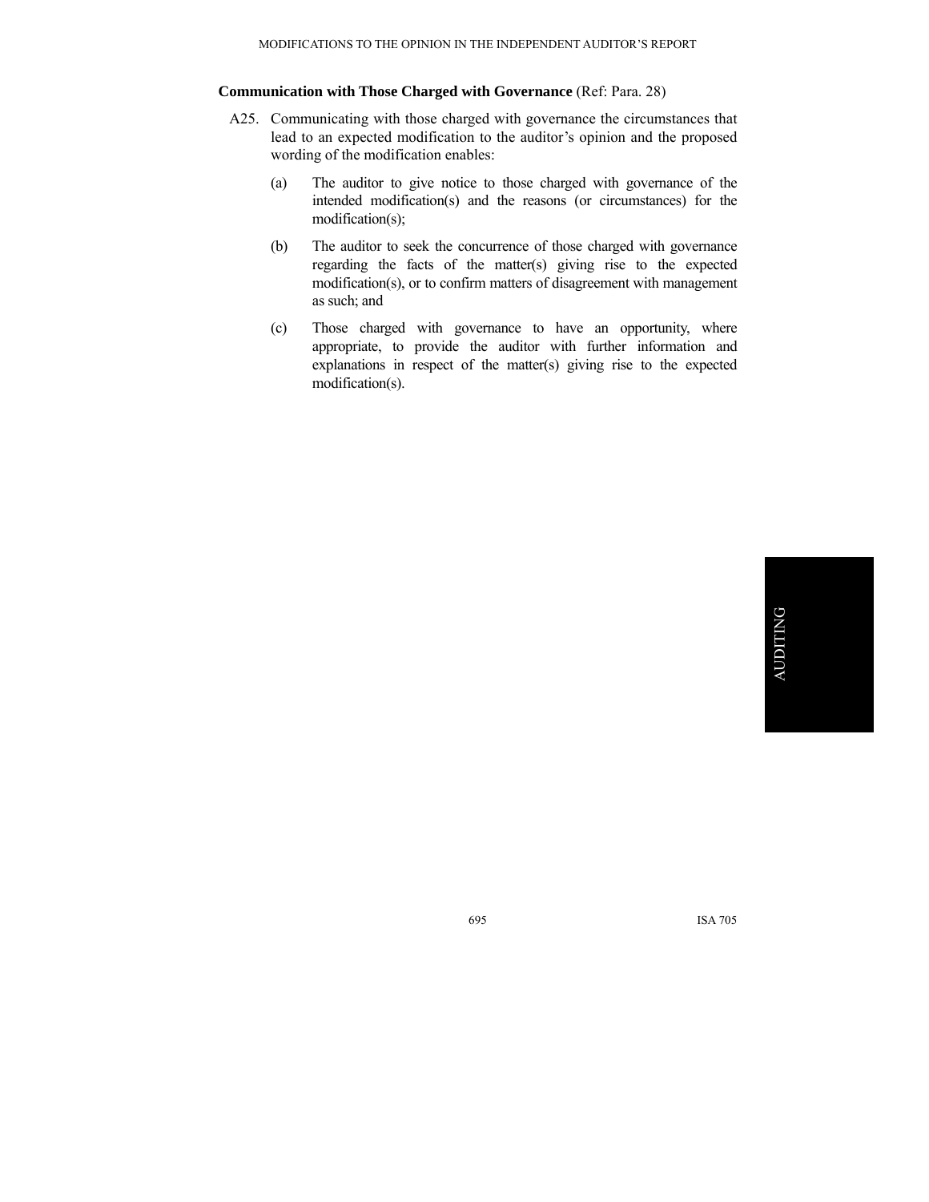### Communication with Those Charged with Governance (Ref: Para. 28)

A25. Communicating with those charged with governance the circumstances that lead to an expected modification to the auditor's opinion and the proposed wording of the modification enables:

(a) The auditor to give notice to those charged with governance of the intended modification(s) and the reasons (or circumstances) for the modification(s);

(b) The auditor to seek the concurrence of those charged with governance regarding the facts of the matter(s) giving rise to the expected modification(s), or to confirm matters of disagreement with management as such; and

(c) Those charged with governance to have an opportunity, where appropriate, to provide the auditor with further information and explanations in respect of the matter(s) giving rise to the expected modification(s).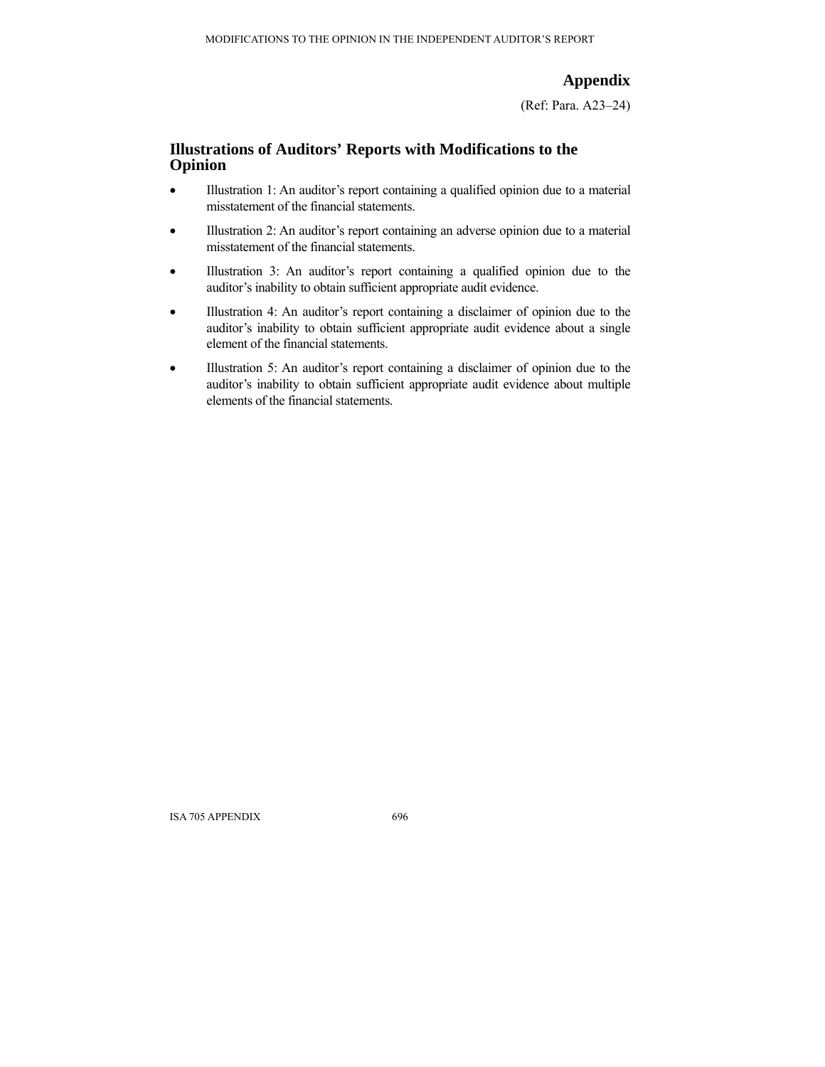## Appendix

(Ref: Para. A23–24)

## Illustrations of Auditors' Reports with Modifications to the Opinion

- Illustration 1: An auditor's report containing a qualified opinion due to a material misstatement of the financial statements.
- Illustration 2: An auditor's report containing an adverse opinion due to a material misstatement of the financial statements.
- Illustration 3: An auditor's report containing a qualified opinion due to the auditor's inability to obtain sufficient appropriate audit evidence.
- Illustration 4: An auditor's report containing a disclaimer of opinion due to the auditor's inability to obtain sufficient appropriate audit evidence about a single element of the financial statements.
- Illustration 5: An auditor's report containing a disclaimer of opinion due to the auditor's inability to obtain sufficient appropriate audit evidence about multiple elements of the financial statements.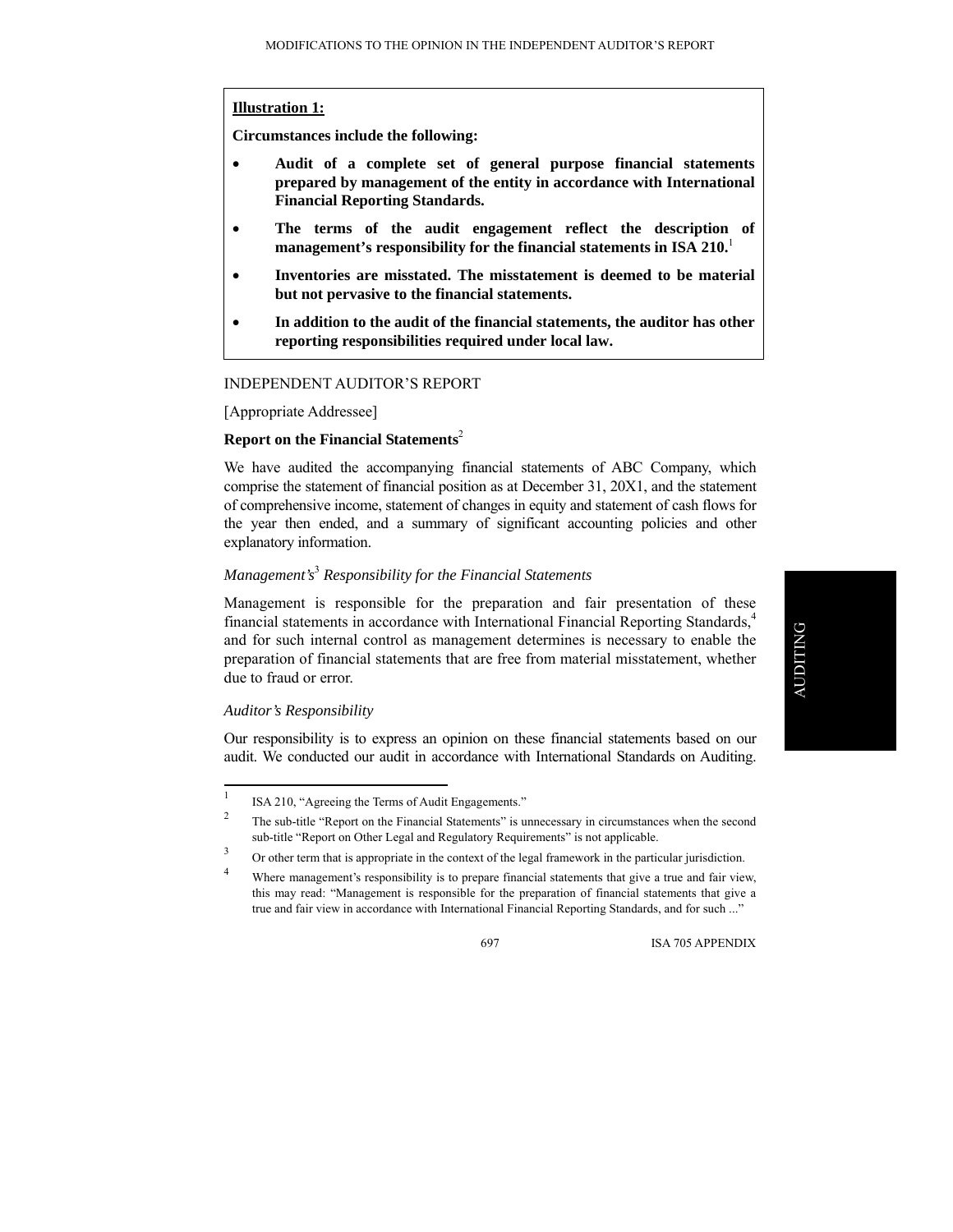**Illustration 1:**

**Circumstances include the following:**

- **Audit of a complete set of general purpose financial statements prepared by management of the entity in accordance with International Financial Reporting Standards.**
- **The terms of the audit engagement reflect the description of management's responsibility for the financial statements in ISA 210.**[1]
- **Inventories are misstated. The misstatement is deemed to be material but not pervasive to the financial statements.**
- **In addition to the audit of the financial statements, the auditor has other reporting responsibilities required under local law.**

INDEPENDENT AUDITOR'S REPORT

[Appropriate Addressee]

**Report on the Financial Statements**[2]

We have audited the accompanying financial statements of ABC Company, which comprise the statement of financial position as at December 31, 20X1, and the statement of comprehensive income, statement of changes in equity and statement of cash flows for the year then ended, and a summary of significant accounting policies and other explanatory information.

*Management's*[3] *Responsibility for the Financial Statements*

Management is responsible for the preparation and fair presentation of these financial statements in accordance with International Financial Reporting Standards,[4] and for such internal control as management determines is necessary to enable the preparation of financial statements that are free from material misstatement, whether due to fraud or error.

*Auditor's Responsibility*

Our responsibility is to express an opinion on these financial statements based on our audit. We conducted our audit in accordance with International Standards on Auditing.

---

1 ISA 210, "Agreeing the Terms of Audit Engagements."

2 The sub-title "Report on the Financial Statements" is unnecessary in circumstances when the second sub-title "Report on Other Legal and Regulatory Requirements" is not applicable.

3 Or other term that is appropriate in the context of the legal framework in the particular jurisdiction.

4 Where management's responsibility is to prepare financial statements that give a true and fair view, this may read: "Management is responsible for the preparation of financial statements that give a true and fair view in accordance with International Financial Reporting Standards, and for such ..."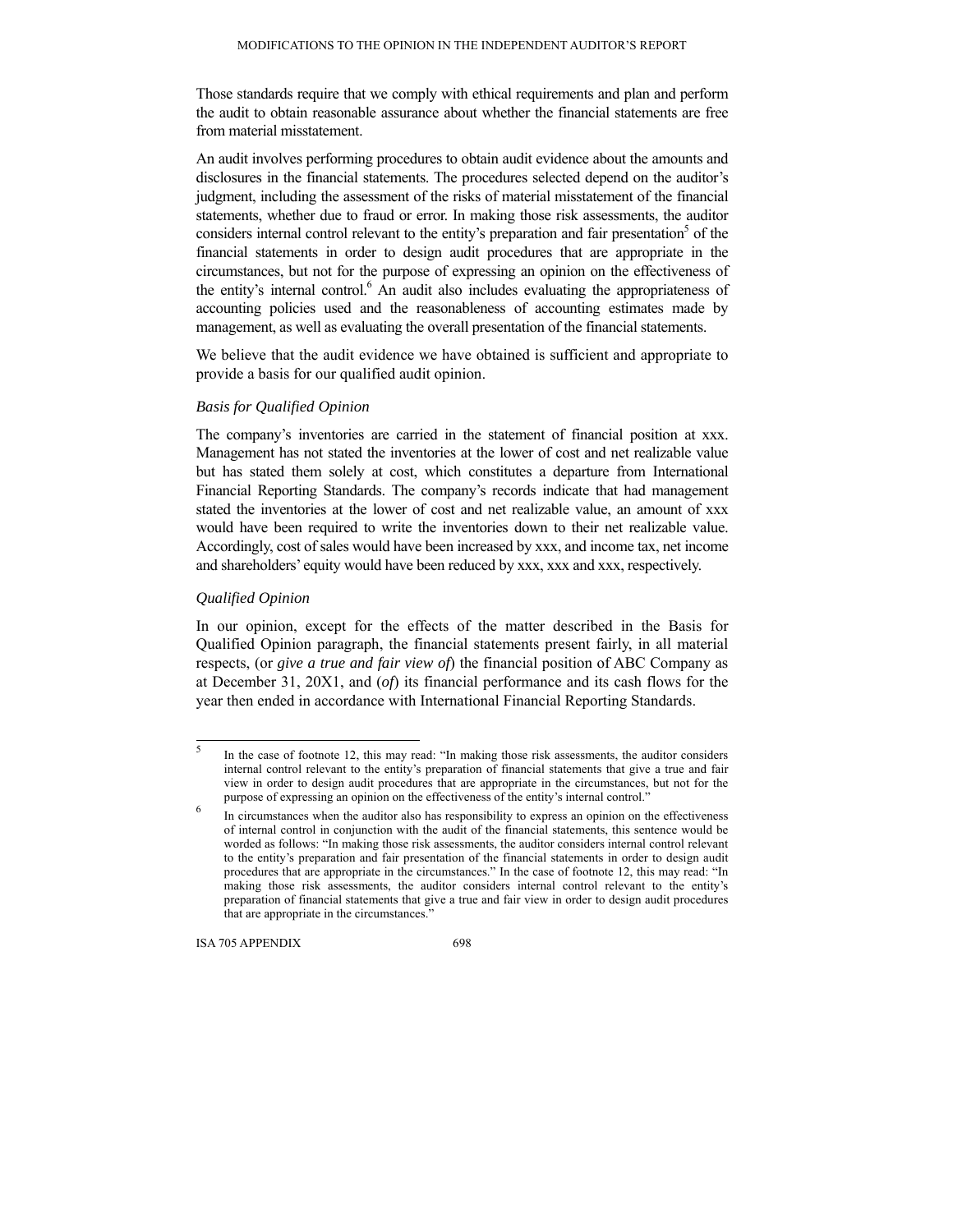Those standards require that we comply with ethical requirements and plan and perform the audit to obtain reasonable assurance about whether the financial statements are free from material misstatement.

An audit involves performing procedures to obtain audit evidence about the amounts and disclosures in the financial statements. The procedures selected depend on the auditor's judgment, including the assessment of the risks of material misstatement of the financial statements, whether due to fraud or error. In making those risk assessments, the auditor considers internal control relevant to the entity's preparation and fair presentation[5] of the financial statements in order to design audit procedures that are appropriate in the circumstances, but not for the purpose of expressing an opinion on the effectiveness of the entity's internal control.[6] An audit also includes evaluating the appropriateness of accounting policies used and the reasonableness of accounting estimates made by management, as well as evaluating the overall presentation of the financial statements.

We believe that the audit evidence we have obtained is sufficient and appropriate to provide a basis for our qualified audit opinion.

*Basis for Qualified Opinion*

The company's inventories are carried in the statement of financial position at xxx. Management has not stated the inventories at the lower of cost and net realizable value but has stated them solely at cost, which constitutes a departure from International Financial Reporting Standards. The company's records indicate that had management stated the inventories at the lower of cost and net realizable value, an amount of xxx would have been required to write the inventories down to their net realizable value. Accordingly, cost of sales would have been increased by xxx, and income tax, net income and shareholders' equity would have been reduced by xxx, xxx and xxx, respectively.

*Qualified Opinion*

In our opinion, except for the effects of the matter described in the Basis for Qualified Opinion paragraph, the financial statements present fairly, in all material respects, (or *give a true and fair view of*) the financial position of ABC Company as at December 31, 20X1, and (*of*) its financial performance and its cash flows for the year then ended in accordance with International Financial Reporting Standards.

---

[5] In the case of footnote 12, this may read: "In making those risk assessments, the auditor considers internal control relevant to the entity's preparation of financial statements that give a true and fair view in order to design audit procedures that are appropriate in the circumstances, but not for the purpose of expressing an opinion on the effectiveness of the entity's internal control."

[6] In circumstances when the auditor also has responsibility to express an opinion on the effectiveness of internal control in conjunction with the audit of the financial statements, this sentence would be worded as follows: "In making those risk assessments, the auditor considers internal control relevant to the entity's preparation and fair presentation of the financial statements in order to design audit procedures that are appropriate in the circumstances." In the case of footnote 12, this may read: "In making those risk assessments, the auditor considers internal control relevant to the entity's preparation of financial statements that give a true and fair view in order to design audit procedures that are appropriate in the circumstances."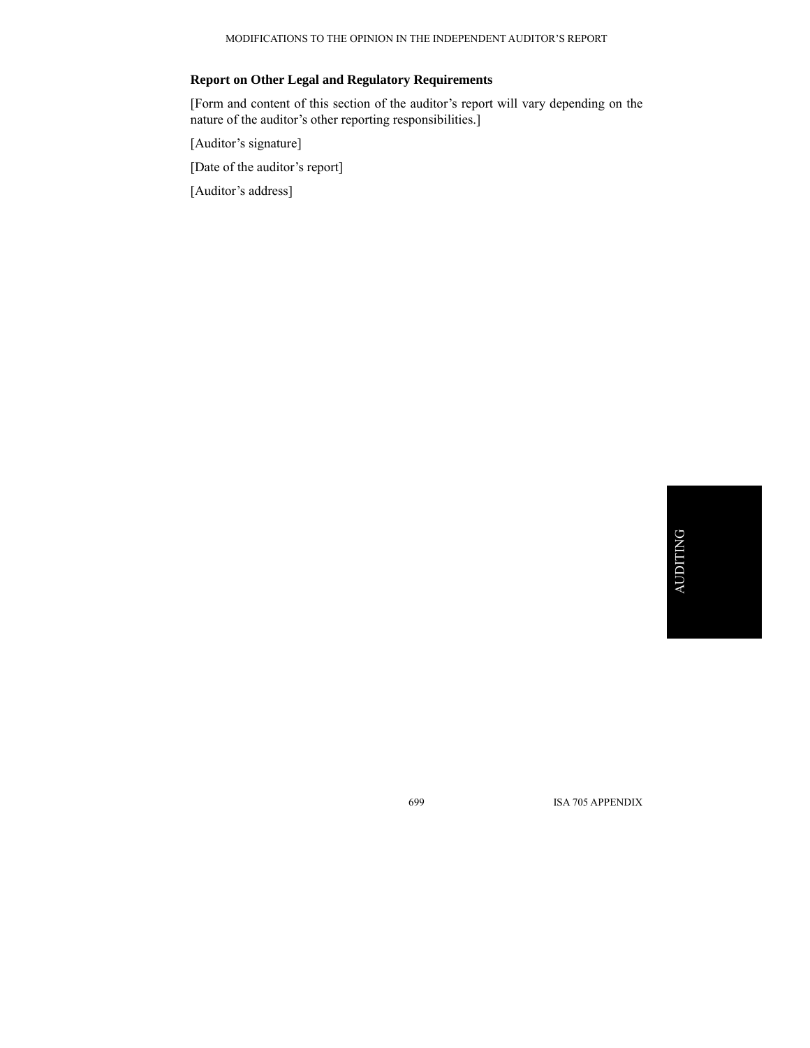**Report on Other Legal and Regulatory Requirements**

[Form and content of this section of the auditor's report will vary depending on the nature of the auditor's other reporting responsibilities.]

[Auditor's signature]

[Date of the auditor's report]

[Auditor's address]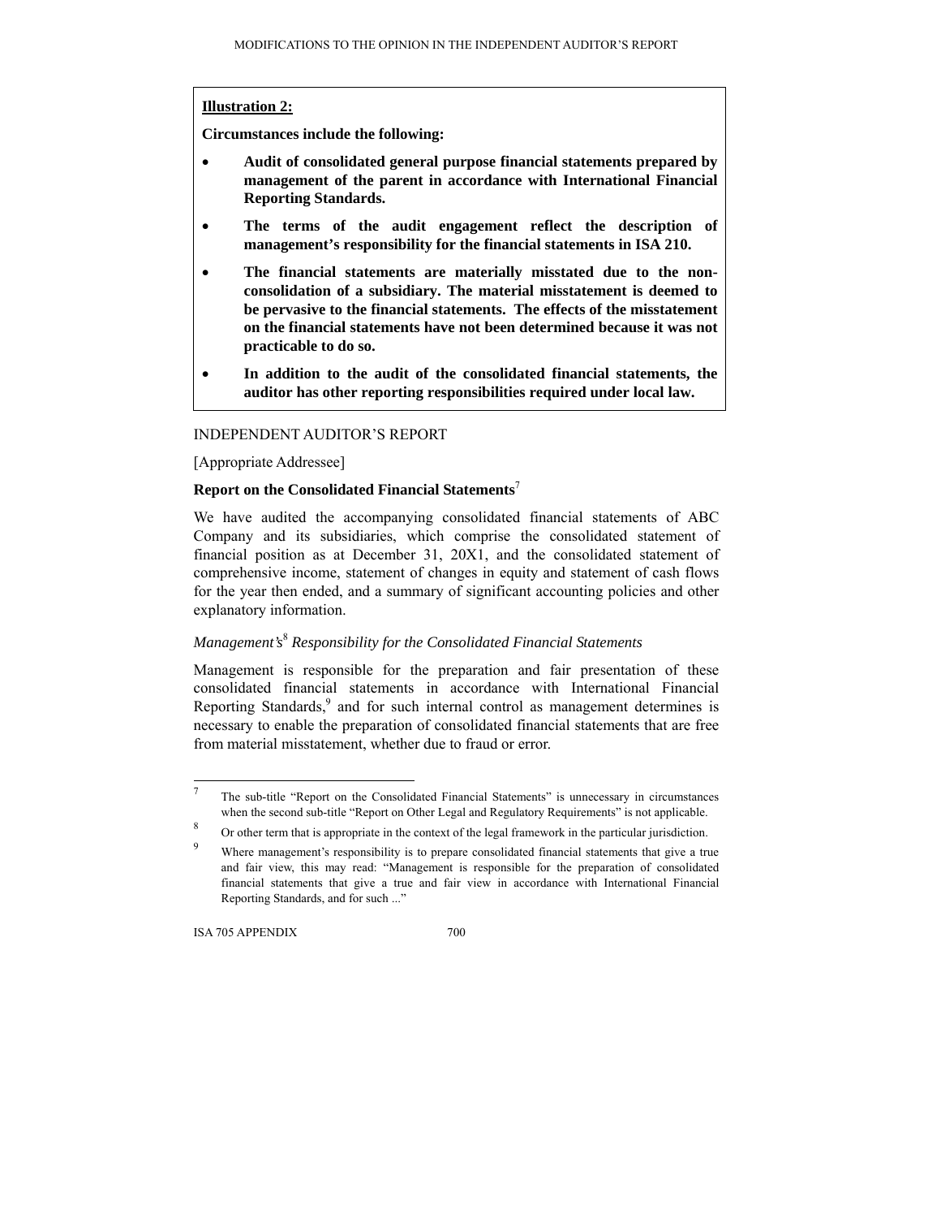**Illustration 2:**

**Circumstances include the following:**

- **Audit of consolidated general purpose financial statements prepared by management of the parent in accordance with International Financial Reporting Standards.**
- **The terms of the audit engagement reflect the description of management's responsibility for the financial statements in ISA 210.**
- **The financial statements are materially misstated due to the non-consolidation of a subsidiary. The material misstatement is deemed to be pervasive to the financial statements. The effects of the misstatement on the financial statements have not been determined because it was not practicable to do so.**
- **In addition to the audit of the consolidated financial statements, the auditor has other reporting responsibilities required under local law.**

INDEPENDENT AUDITOR'S REPORT

[Appropriate Addressee]

**Report on the Consolidated Financial Statements**[7]

We have audited the accompanying consolidated financial statements of ABC Company and its subsidiaries, which comprise the consolidated statement of financial position as at December 31, 20X1, and the consolidated statement of comprehensive income, statement of changes in equity and statement of cash flows for the year then ended, and a summary of significant accounting policies and other explanatory information.

*Management's*[8] *Responsibility for the Consolidated Financial Statements*

Management is responsible for the preparation and fair presentation of these consolidated financial statements in accordance with International Financial Reporting Standards,[9] and for such internal control as management determines is necessary to enable the preparation of consolidated financial statements that are free from material misstatement, whether due to fraud or error.

---

[7] The sub-title "Report on the Consolidated Financial Statements" is unnecessary in circumstances when the second sub-title "Report on Other Legal and Regulatory Requirements" is not applicable.

[8] Or other term that is appropriate in the context of the legal framework in the particular jurisdiction.

[9] Where management's responsibility is to prepare consolidated financial statements that give a true and fair view, this may read: "Management is responsible for the preparation of consolidated financial statements that give a true and fair view in accordance with International Financial Reporting Standards, and for such ..."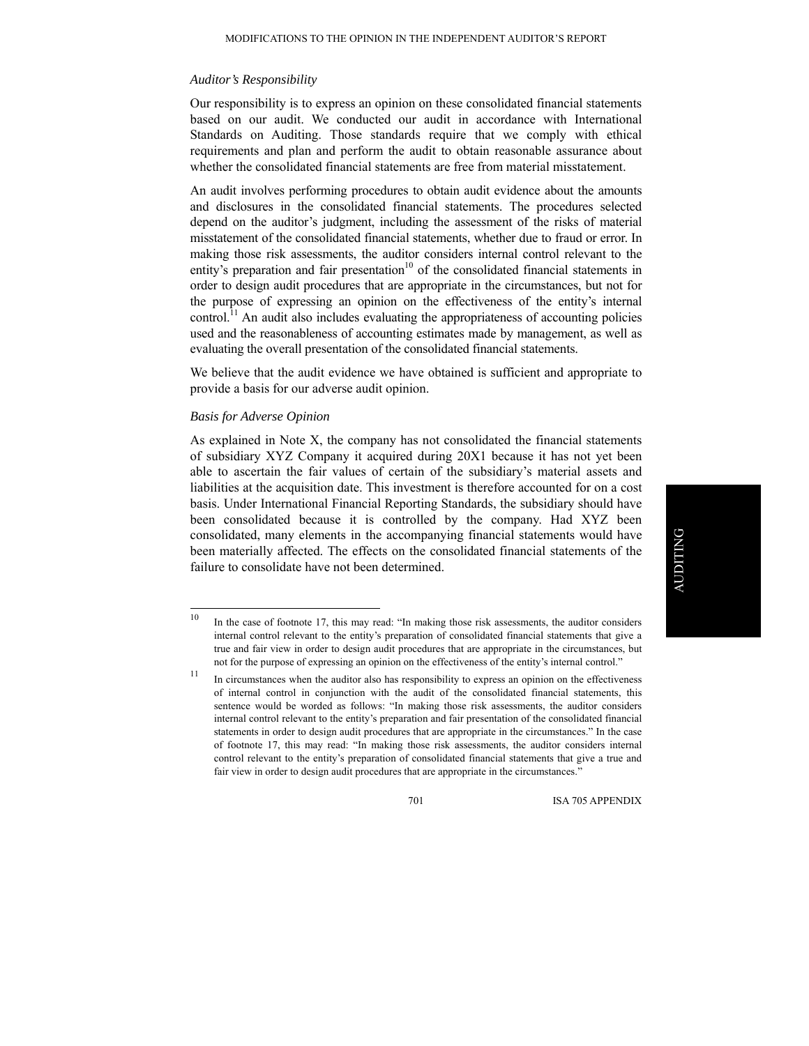*Auditor's Responsibility*

Our responsibility is to express an opinion on these consolidated financial statements based on our audit. We conducted our audit in accordance with International Standards on Auditing. Those standards require that we comply with ethical requirements and plan and perform the audit to obtain reasonable assurance about whether the consolidated financial statements are free from material misstatement.

An audit involves performing procedures to obtain audit evidence about the amounts and disclosures in the consolidated financial statements. The procedures selected depend on the auditor's judgment, including the assessment of the risks of material misstatement of the consolidated financial statements, whether due to fraud or error. In making those risk assessments, the auditor considers internal control relevant to the entity's preparation and fair presentation[10] of the consolidated financial statements in order to design audit procedures that are appropriate in the circumstances, but not for the purpose of expressing an opinion on the effectiveness of the entity's internal control.[11] An audit also includes evaluating the appropriateness of accounting policies used and the reasonableness of accounting estimates made by management, as well as evaluating the overall presentation of the consolidated financial statements.

We believe that the audit evidence we have obtained is sufficient and appropriate to provide a basis for our adverse audit opinion.

*Basis for Adverse Opinion*

As explained in Note X, the company has not consolidated the financial statements of subsidiary XYZ Company it acquired during 20X1 because it has not yet been able to ascertain the fair values of certain of the subsidiary's material assets and liabilities at the acquisition date. This investment is therefore accounted for on a cost basis. Under International Financial Reporting Standards, the subsidiary should have been consolidated because it is controlled by the company. Had XYZ been consolidated, many elements in the accompanying financial statements would have been materially affected. The effects on the consolidated financial statements of the failure to consolidate have not been determined.

---

[10] In the case of footnote 17, this may read: "In making those risk assessments, the auditor considers internal control relevant to the entity's preparation of consolidated financial statements that give a true and fair view in order to design audit procedures that are appropriate in the circumstances, but not for the purpose of expressing an opinion on the effectiveness of the entity's internal control."

[11] In circumstances when the auditor also has responsibility to express an opinion on the effectiveness of internal control in conjunction with the audit of the consolidated financial statements, this sentence would be worded as follows: "In making those risk assessments, the auditor considers internal control relevant to the entity's preparation and fair presentation of the consolidated financial statements in order to design audit procedures that are appropriate in the circumstances." In the case of footnote 17, this may read: "In making those risk assessments, the auditor considers internal control relevant to the entity's preparation of consolidated financial statements that give a true and fair view in order to design audit procedures that are appropriate in the circumstances."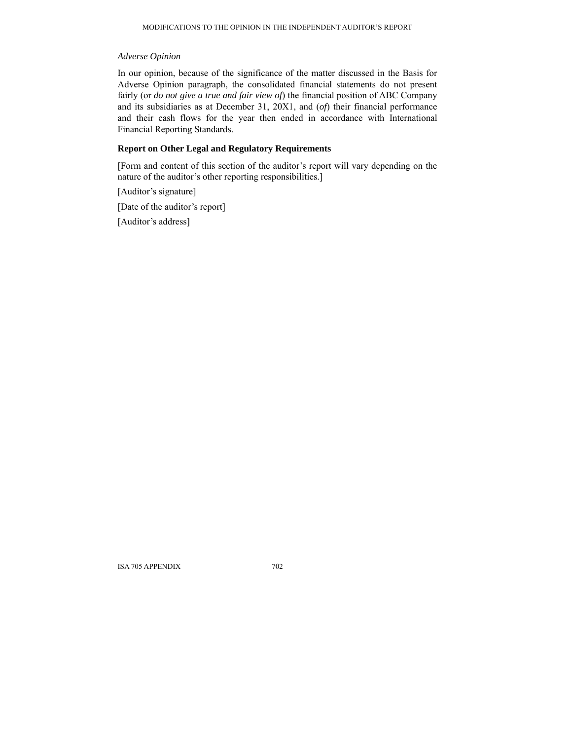*Adverse Opinion*

In our opinion, because of the significance of the matter discussed in the Basis for Adverse Opinion paragraph, the consolidated financial statements do not present fairly (or *do not give a true and fair view of*) the financial position of ABC Company and its subsidiaries as at December 31, 20X1, and (*of*) their financial performance and their cash flows for the year then ended in accordance with International Financial Reporting Standards.

**Report on Other Legal and Regulatory Requirements**

[Form and content of this section of the auditor's report will vary depending on the nature of the auditor's other reporting responsibilities.]

[Auditor's signature]

[Date of the auditor's report]

[Auditor's address]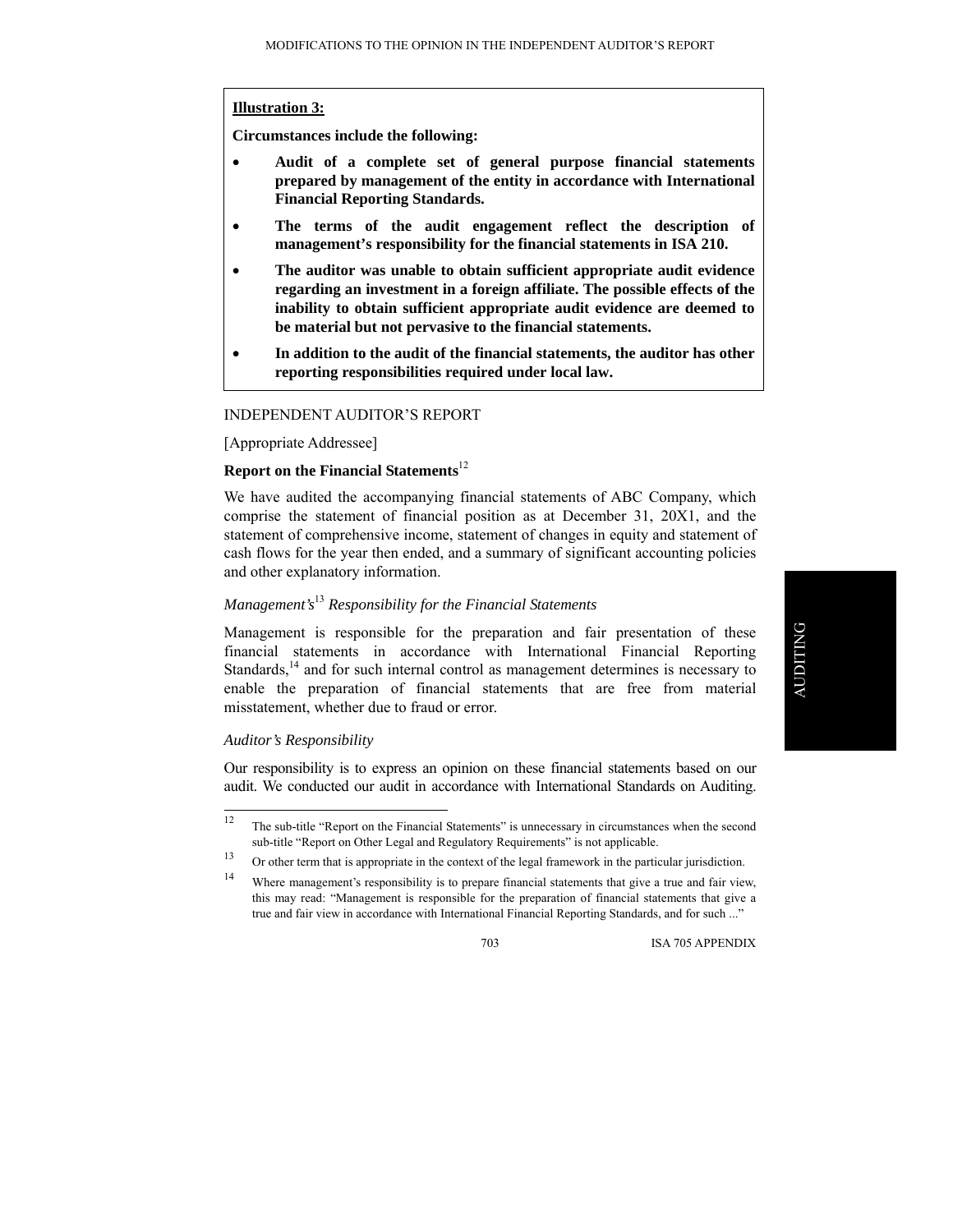**Illustration 3:**

**Circumstances include the following:**

- **Audit of a complete set of general purpose financial statements prepared by management of the entity in accordance with International Financial Reporting Standards.**
- **The terms of the audit engagement reflect the description of management's responsibility for the financial statements in ISA 210.**
- **The auditor was unable to obtain sufficient appropriate audit evidence regarding an investment in a foreign affiliate. The possible effects of the inability to obtain sufficient appropriate audit evidence are deemed to be material but not pervasive to the financial statements.**
- **In addition to the audit of the financial statements, the auditor has other reporting responsibilities required under local law.**

INDEPENDENT AUDITOR'S REPORT

[Appropriate Addressee]

**Report on the Financial Statements**[12]

We have audited the accompanying financial statements of ABC Company, which comprise the statement of financial position as at December 31, 20X1, and the statement of comprehensive income, statement of changes in equity and statement of cash flows for the year then ended, and a summary of significant accounting policies and other explanatory information.

*Management's*[13] *Responsibility for the Financial Statements*

Management is responsible for the preparation and fair presentation of these financial statements in accordance with International Financial Reporting Standards,[14] and for such internal control as management determines is necessary to enable the preparation of financial statements that are free from material misstatement, whether due to fraud or error.

*Auditor's Responsibility*

Our responsibility is to express an opinion on these financial statements based on our audit. We conducted our audit in accordance with International Standards on Auditing.

---

[12] The sub-title "Report on the Financial Statements" is unnecessary in circumstances when the second sub-title "Report on Other Legal and Regulatory Requirements" is not applicable.

[13] Or other term that is appropriate in the context of the legal framework in the particular jurisdiction.

[14] Where management's responsibility is to prepare financial statements that give a true and fair view, this may read: "Management is responsible for the preparation of financial statements that give a true and fair view in accordance with International Financial Reporting Standards, and for such ..."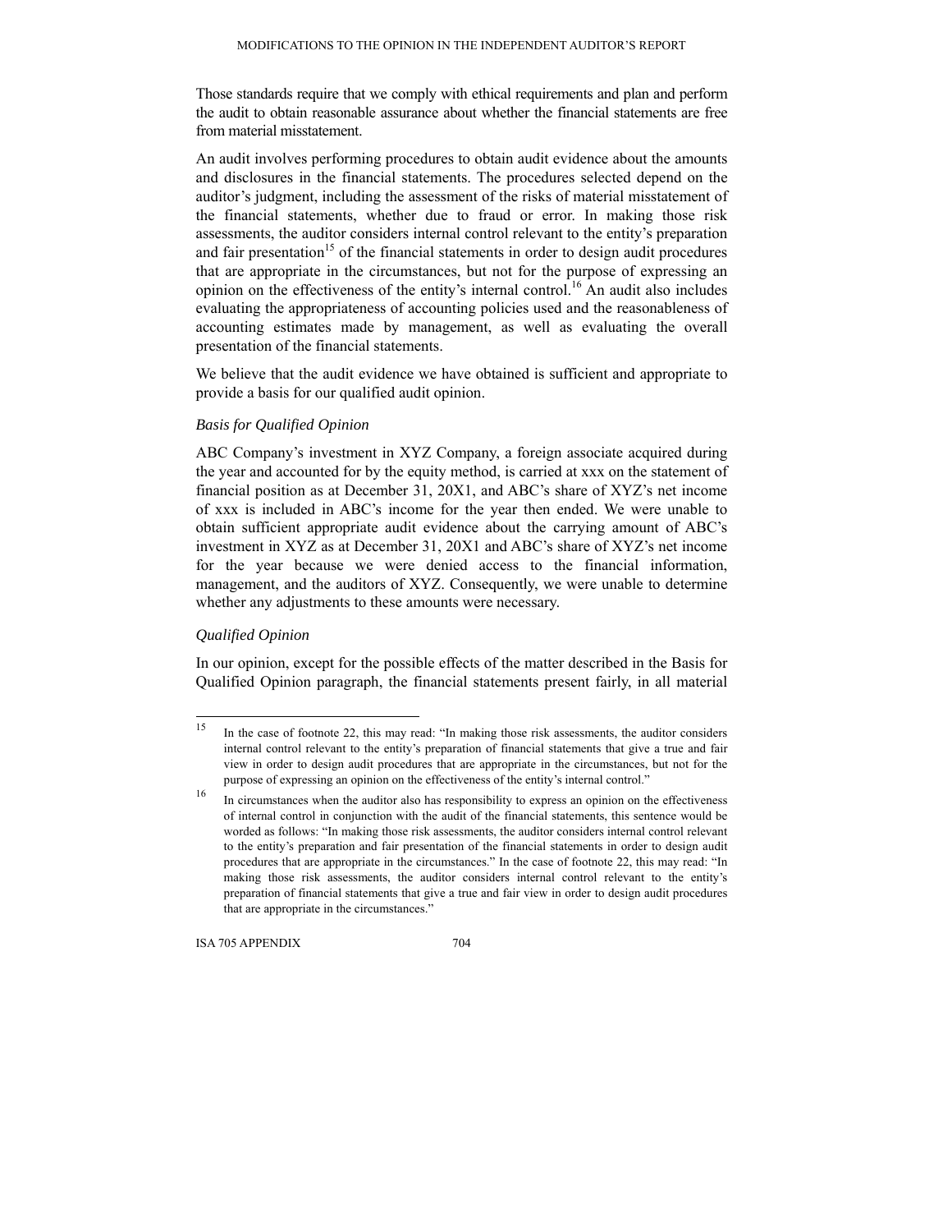Those standards require that we comply with ethical requirements and plan and perform the audit to obtain reasonable assurance about whether the financial statements are free from material misstatement.

An audit involves performing procedures to obtain audit evidence about the amounts and disclosures in the financial statements. The procedures selected depend on the auditor's judgment, including the assessment of the risks of material misstatement of the financial statements, whether due to fraud or error. In making those risk assessments, the auditor considers internal control relevant to the entity's preparation and fair presentation[15] of the financial statements in order to design audit procedures that are appropriate in the circumstances, but not for the purpose of expressing an opinion on the effectiveness of the entity's internal control.[16] An audit also includes evaluating the appropriateness of accounting policies used and the reasonableness of accounting estimates made by management, as well as evaluating the overall presentation of the financial statements.

We believe that the audit evidence we have obtained is sufficient and appropriate to provide a basis for our qualified audit opinion.

*Basis for Qualified Opinion*

ABC Company's investment in XYZ Company, a foreign associate acquired during the year and accounted for by the equity method, is carried at xxx on the statement of financial position as at December 31, 20X1, and ABC's share of XYZ's net income of xxx is included in ABC's income for the year then ended. We were unable to obtain sufficient appropriate audit evidence about the carrying amount of ABC's investment in XYZ as at December 31, 20X1 and ABC's share of XYZ's net income for the year because we were denied access to the financial information, management, and the auditors of XYZ. Consequently, we were unable to determine whether any adjustments to these amounts were necessary.

*Qualified Opinion*

In our opinion, except for the possible effects of the matter described in the Basis for Qualified Opinion paragraph, the financial statements present fairly, in all material

---

[15] In the case of footnote 22, this may read: "In making those risk assessments, the auditor considers internal control relevant to the entity's preparation of financial statements that give a true and fair view in order to design audit procedures that are appropriate in the circumstances, but not for the purpose of expressing an opinion on the effectiveness of the entity's internal control."

[16] In circumstances when the auditor also has responsibility to express an opinion on the effectiveness of internal control in conjunction with the audit of the financial statements, this sentence would be worded as follows: "In making those risk assessments, the auditor considers internal control relevant to the entity's preparation and fair presentation of the financial statements in order to design audit procedures that are appropriate in the circumstances." In the case of footnote 22, this may read: "In making those risk assessments, the auditor considers internal control relevant to the entity's preparation of financial statements that give a true and fair view in order to design audit procedures that are appropriate in the circumstances."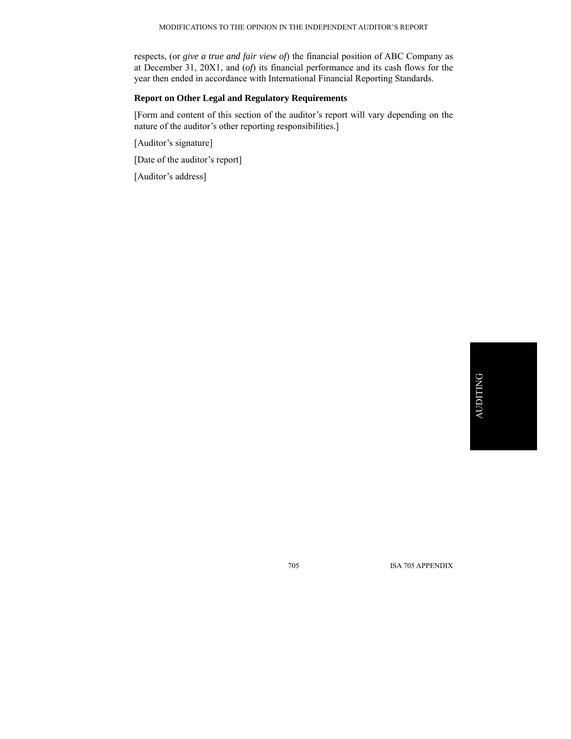respects, (or *give a true and fair view of*) the financial position of ABC Company as at December 31, 20X1, and (*of*) its financial performance and its cash flows for the year then ended in accordance with International Financial Reporting Standards.

**Report on Other Legal and Regulatory Requirements**

[Form and content of this section of the auditor's report will vary depending on the nature of the auditor's other reporting responsibilities.]

[Auditor's signature]

[Date of the auditor's report]

[Auditor's address]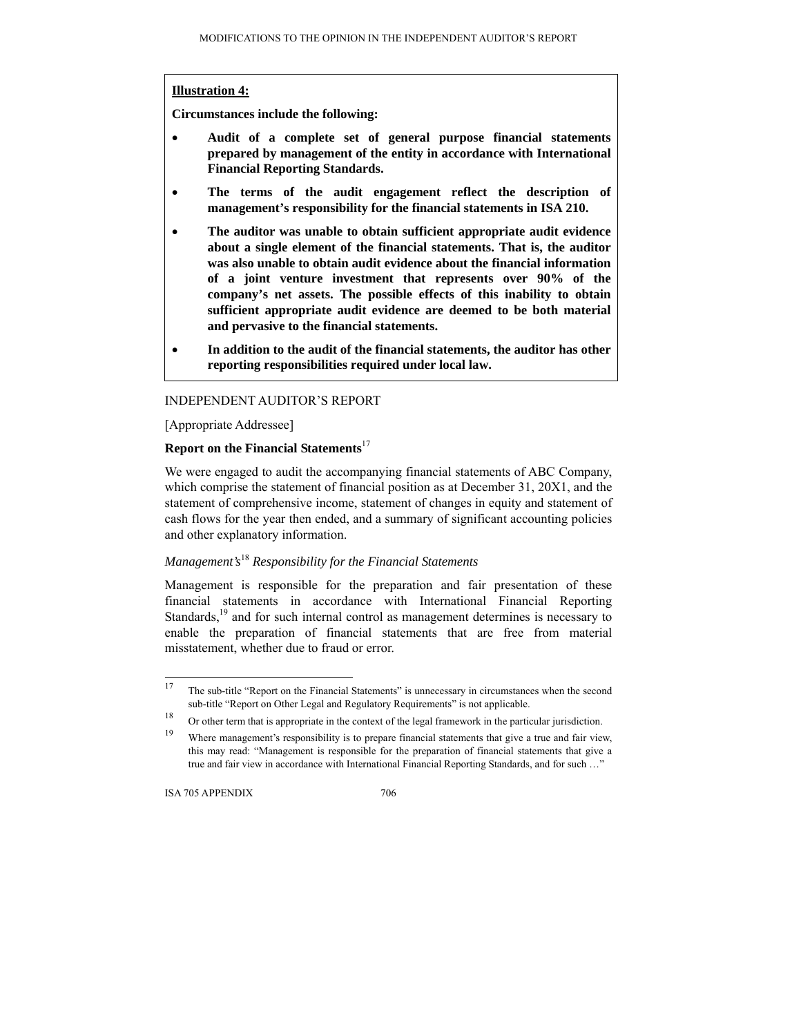**Illustration 4:**

**Circumstances include the following:**

- **Audit of a complete set of general purpose financial statements prepared by management of the entity in accordance with International Financial Reporting Standards.**
- **The terms of the audit engagement reflect the description of management's responsibility for the financial statements in ISA 210.**
- **The auditor was unable to obtain sufficient appropriate audit evidence about a single element of the financial statements. That is, the auditor was also unable to obtain audit evidence about the financial information of a joint venture investment that represents over 90% of the company's net assets. The possible effects of this inability to obtain sufficient appropriate audit evidence are deemed to be both material and pervasive to the financial statements.**
- **In addition to the audit of the financial statements, the auditor has other reporting responsibilities required under local law.**

INDEPENDENT AUDITOR'S REPORT

[Appropriate Addressee]

**Report on the Financial Statements**[17]

We were engaged to audit the accompanying financial statements of ABC Company, which comprise the statement of financial position as at December 31, 20X1, and the statement of comprehensive income, statement of changes in equity and statement of cash flows for the year then ended, and a summary of significant accounting policies and other explanatory information.

*Management's*[18] *Responsibility for the Financial Statements*

Management is responsible for the preparation and fair presentation of these financial statements in accordance with International Financial Reporting Standards,[19] and for such internal control as management determines is necessary to enable the preparation of financial statements that are free from material misstatement, whether due to fraud or error.

---

[17] The sub-title "Report on the Financial Statements" is unnecessary in circumstances when the second sub-title "Report on Other Legal and Regulatory Requirements" is not applicable.

[18] Or other term that is appropriate in the context of the legal framework in the particular jurisdiction.

[19] Where management's responsibility is to prepare financial statements that give a true and fair view, this may read: "Management is responsible for the preparation of financial statements that give a true and fair view in accordance with International Financial Reporting Standards, and for such …"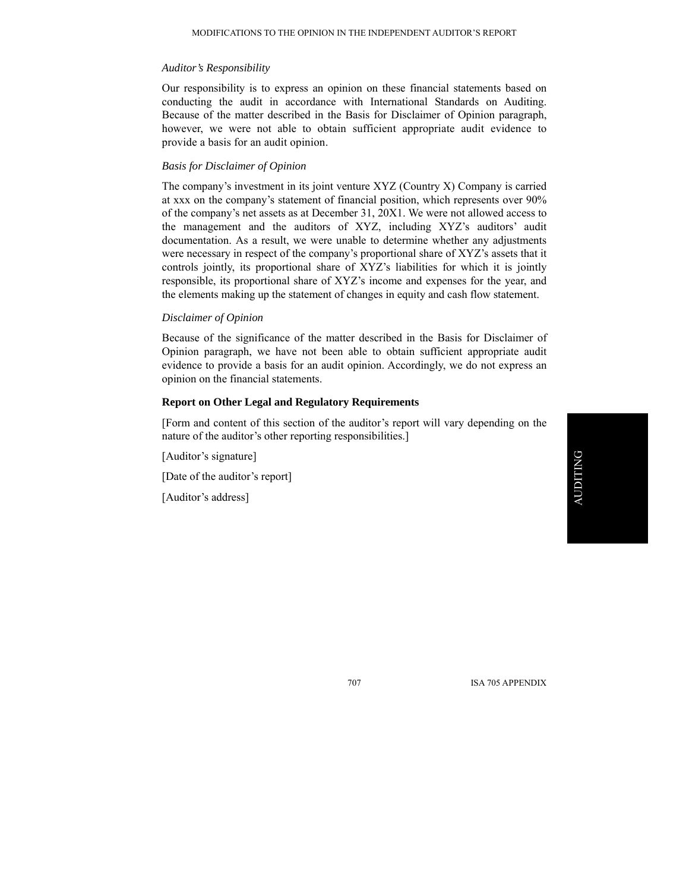*Auditor's Responsibility*

Our responsibility is to express an opinion on these financial statements based on conducting the audit in accordance with International Standards on Auditing. Because of the matter described in the Basis for Disclaimer of Opinion paragraph, however, we were not able to obtain sufficient appropriate audit evidence to provide a basis for an audit opinion.

*Basis for Disclaimer of Opinion*

The company's investment in its joint venture XYZ (Country X) Company is carried at xxx on the company's statement of financial position, which represents over 90% of the company's net assets as at December 31, 20X1. We were not allowed access to the management and the auditors of XYZ, including XYZ's auditors' audit documentation. As a result, we were unable to determine whether any adjustments were necessary in respect of the company's proportional share of XYZ's assets that it controls jointly, its proportional share of XYZ's liabilities for which it is jointly responsible, its proportional share of XYZ's income and expenses for the year, and the elements making up the statement of changes in equity and cash flow statement.

*Disclaimer of Opinion*

Because of the significance of the matter described in the Basis for Disclaimer of Opinion paragraph, we have not been able to obtain sufficient appropriate audit evidence to provide a basis for an audit opinion. Accordingly, we do not express an opinion on the financial statements.

**Report on Other Legal and Regulatory Requirements**

[Form and content of this section of the auditor's report will vary depending on the nature of the auditor's other reporting responsibilities.]

[Auditor's signature]

[Date of the auditor's report]

[Auditor's address]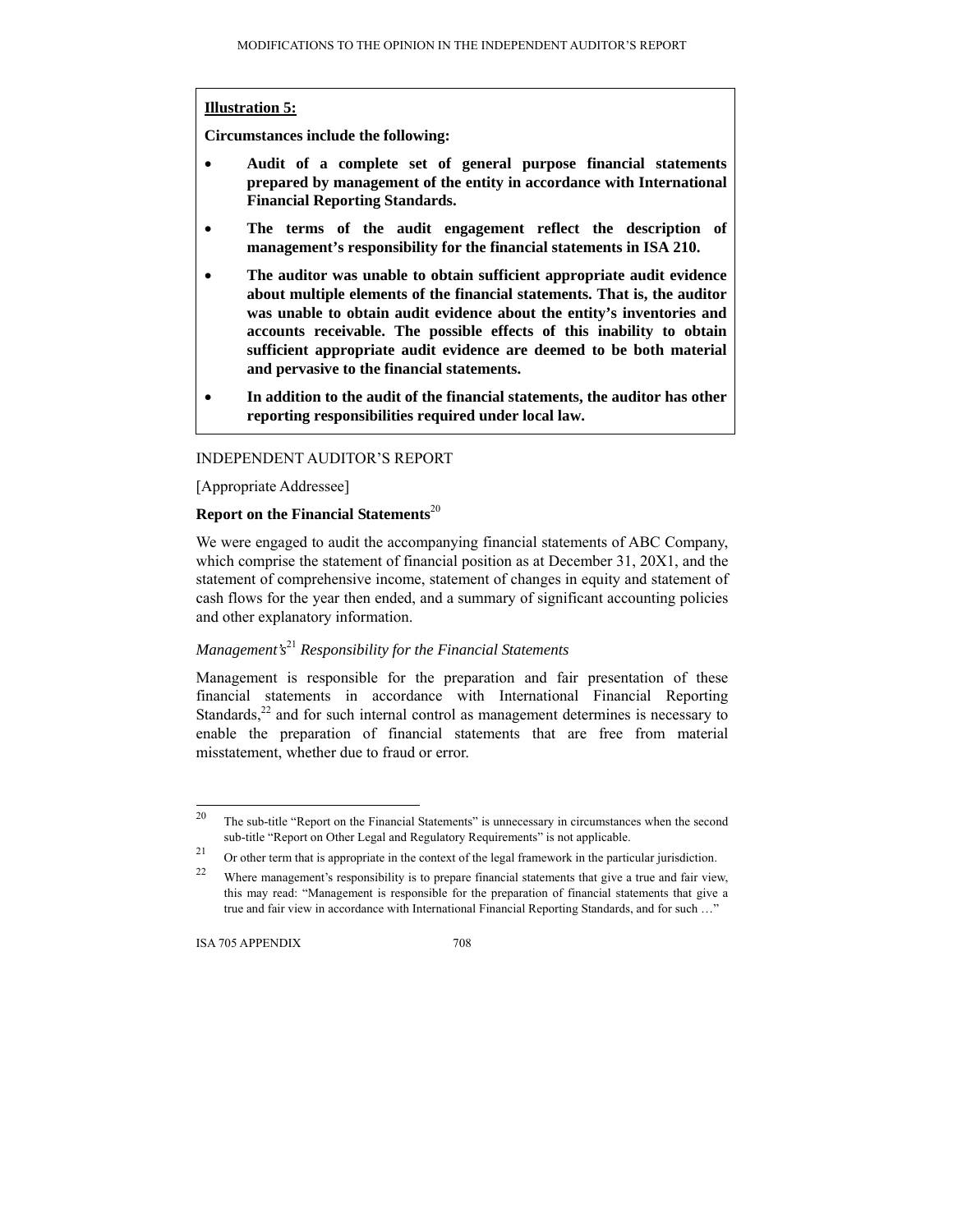**Illustration 5:**

**Circumstances include the following:**

- **Audit of a complete set of general purpose financial statements prepared by management of the entity in accordance with International Financial Reporting Standards.**
- **The terms of the audit engagement reflect the description of management's responsibility for the financial statements in ISA 210.**
- **The auditor was unable to obtain sufficient appropriate audit evidence about multiple elements of the financial statements. That is, the auditor was unable to obtain audit evidence about the entity's inventories and accounts receivable. The possible effects of this inability to obtain sufficient appropriate audit evidence are deemed to be both material and pervasive to the financial statements.**
- **In addition to the audit of the financial statements, the auditor has other reporting responsibilities required under local law.**

INDEPENDENT AUDITOR'S REPORT

[Appropriate Addressee]

**Report on the Financial Statements**[20]

We were engaged to audit the accompanying financial statements of ABC Company, which comprise the statement of financial position as at December 31, 20X1, and the statement of comprehensive income, statement of changes in equity and statement of cash flows for the year then ended, and a summary of significant accounting policies and other explanatory information.

*Management's*[21] *Responsibility for the Financial Statements*

Management is responsible for the preparation and fair presentation of these financial statements in accordance with International Financial Reporting Standards,[22] and for such internal control as management determines is necessary to enable the preparation of financial statements that are free from material misstatement, whether due to fraud or error.

---

[20] The sub-title "Report on the Financial Statements" is unnecessary in circumstances when the second sub-title "Report on Other Legal and Regulatory Requirements" is not applicable.

[21] Or other term that is appropriate in the context of the legal framework in the particular jurisdiction.

[22] Where management's responsibility is to prepare financial statements that give a true and fair view, this may read: "Management is responsible for the preparation of financial statements that give a true and fair view in accordance with International Financial Reporting Standards, and for such …"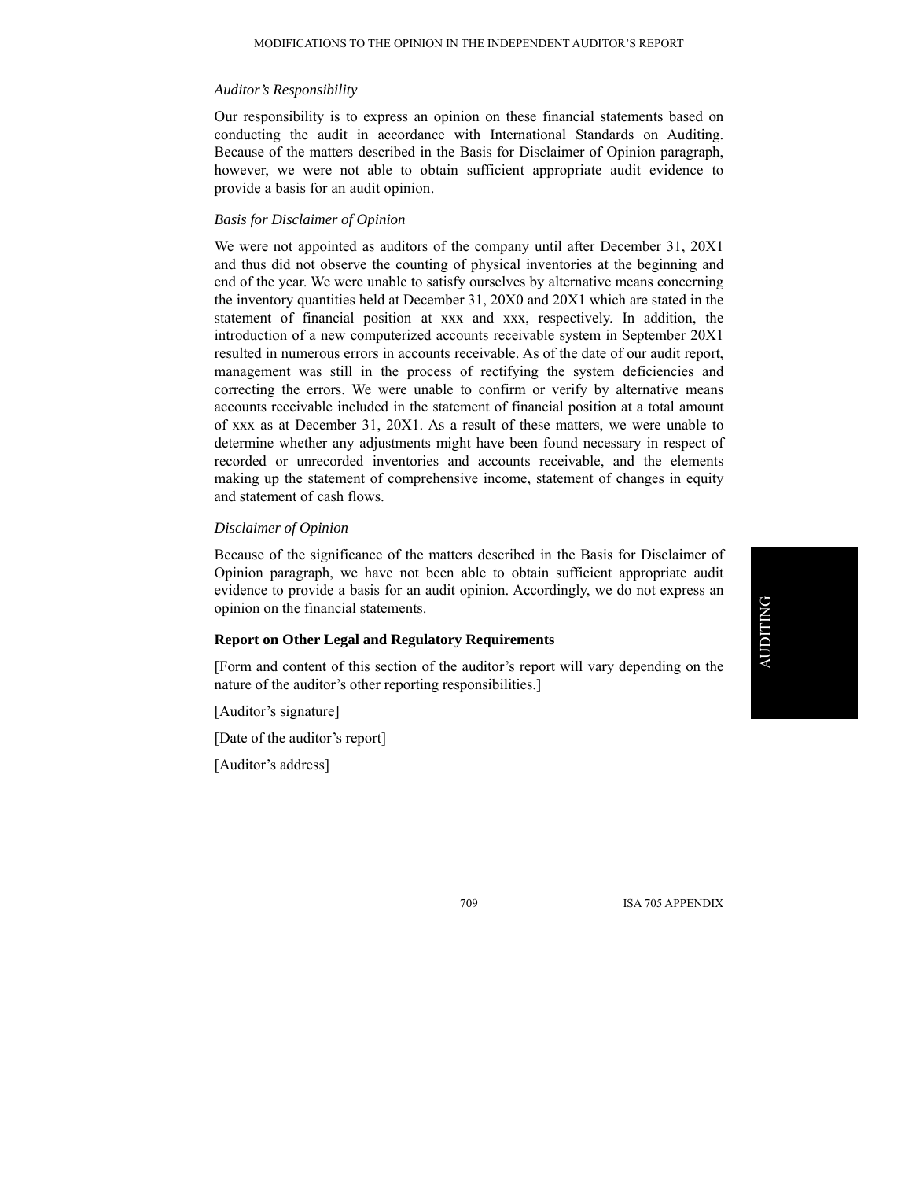*Auditor's Responsibility*

Our responsibility is to express an opinion on these financial statements based on conducting the audit in accordance with International Standards on Auditing. Because of the matters described in the Basis for Disclaimer of Opinion paragraph, however, we were not able to obtain sufficient appropriate audit evidence to provide a basis for an audit opinion.

*Basis for Disclaimer of Opinion*

We were not appointed as auditors of the company until after December 31, 20X1 and thus did not observe the counting of physical inventories at the beginning and end of the year. We were unable to satisfy ourselves by alternative means concerning the inventory quantities held at December 31, 20X0 and 20X1 which are stated in the statement of financial position at xxx and xxx, respectively. In addition, the introduction of a new computerized accounts receivable system in September 20X1 resulted in numerous errors in accounts receivable. As of the date of our audit report, management was still in the process of rectifying the system deficiencies and correcting the errors. We were unable to confirm or verify by alternative means accounts receivable included in the statement of financial position at a total amount of xxx as at December 31, 20X1. As a result of these matters, we were unable to determine whether any adjustments might have been found necessary in respect of recorded or unrecorded inventories and accounts receivable, and the elements making up the statement of comprehensive income, statement of changes in equity and statement of cash flows.

*Disclaimer of Opinion*

Because of the significance of the matters described in the Basis for Disclaimer of Opinion paragraph, we have not been able to obtain sufficient appropriate audit evidence to provide a basis for an audit opinion. Accordingly, we do not express an opinion on the financial statements.

**Report on Other Legal and Regulatory Requirements**

[Form and content of this section of the auditor's report will vary depending on the nature of the auditor's other reporting responsibilities.]

[Auditor's signature]

[Date of the auditor's report]

[Auditor's address]